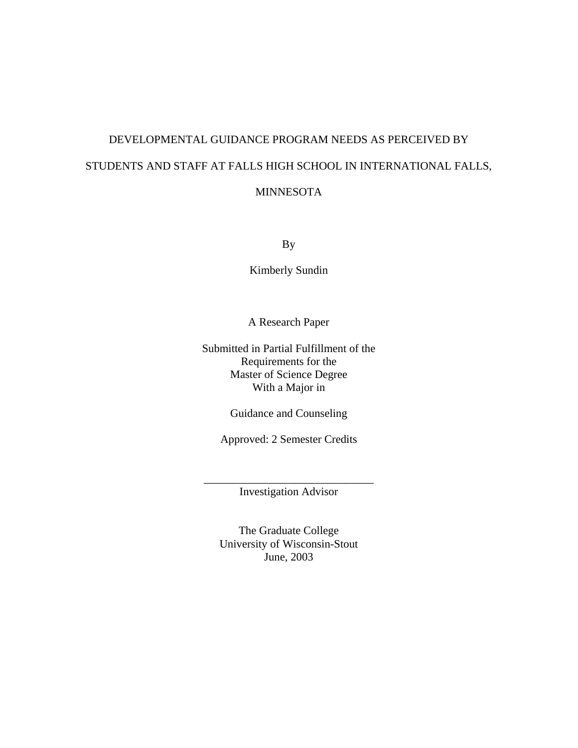# DEVELOPMENTAL GUIDANCE PROGRAM NEEDS AS PERCEIVED BY STUDENTS AND STAFF AT FALLS HIGH SCHOOL IN INTERNATIONAL FALLS, MINNESOTA

By

Kimberly Sundin

A Research Paper

Submitted in Partial Fulfillment of the
Requirements for the
Master of Science Degree
With a Major in

Guidance and Counseling

Approved: 2 Semester Credits

______________________________
Investigation Advisor

The Graduate College
University of Wisconsin-Stout
June, 2003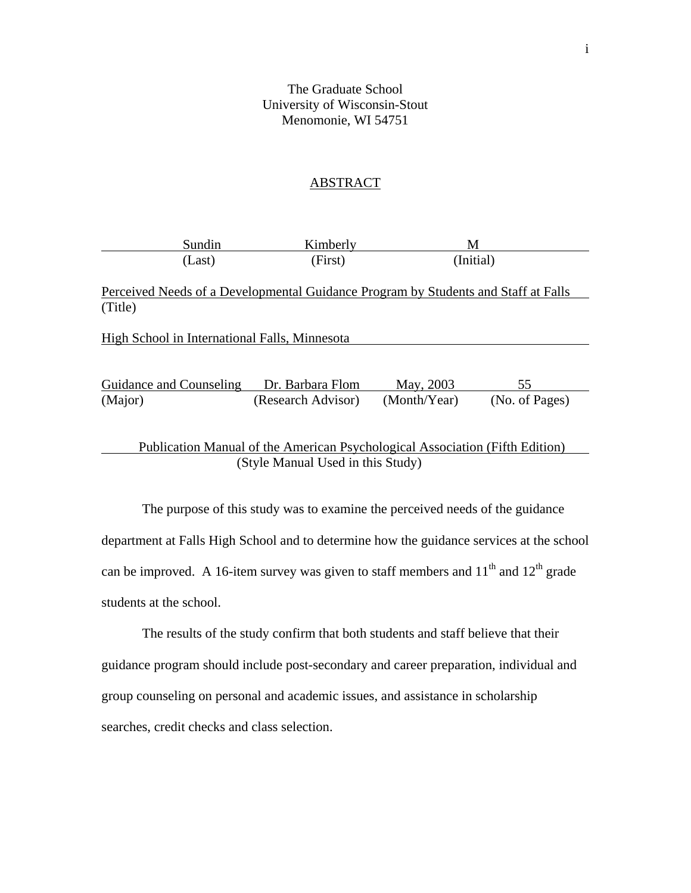The Graduate School
University of Wisconsin-Stout
Menomonie, WI 54751

## ABSTRACT

| Sundin | Kimberly | M |
|---|---|---|
| (Last) | (First) | (Initial) |

Perceived Needs of a Developmental Guidance Program by Students and Staff at Falls
(Title)

High School in International Falls, Minnesota

| Guidance and Counseling | Dr. Barbara Flom | May, 2003 | 55 |
|---|---|---|---|
| (Major) | (Research Advisor) | (Month/Year) | (No. of Pages) |

Publication Manual of the American Psychological Association (Fifth Edition)
(Style Manual Used in this Study)

The purpose of this study was to examine the perceived needs of the guidance department at Falls High School and to determine how the guidance services at the school can be improved. A 16-item survey was given to staff members and 11th and 12th grade students at the school.

The results of the study confirm that both students and staff believe that their guidance program should include post-secondary and career preparation, individual and group counseling on personal and academic issues, and assistance in scholarship searches, credit checks and class selection.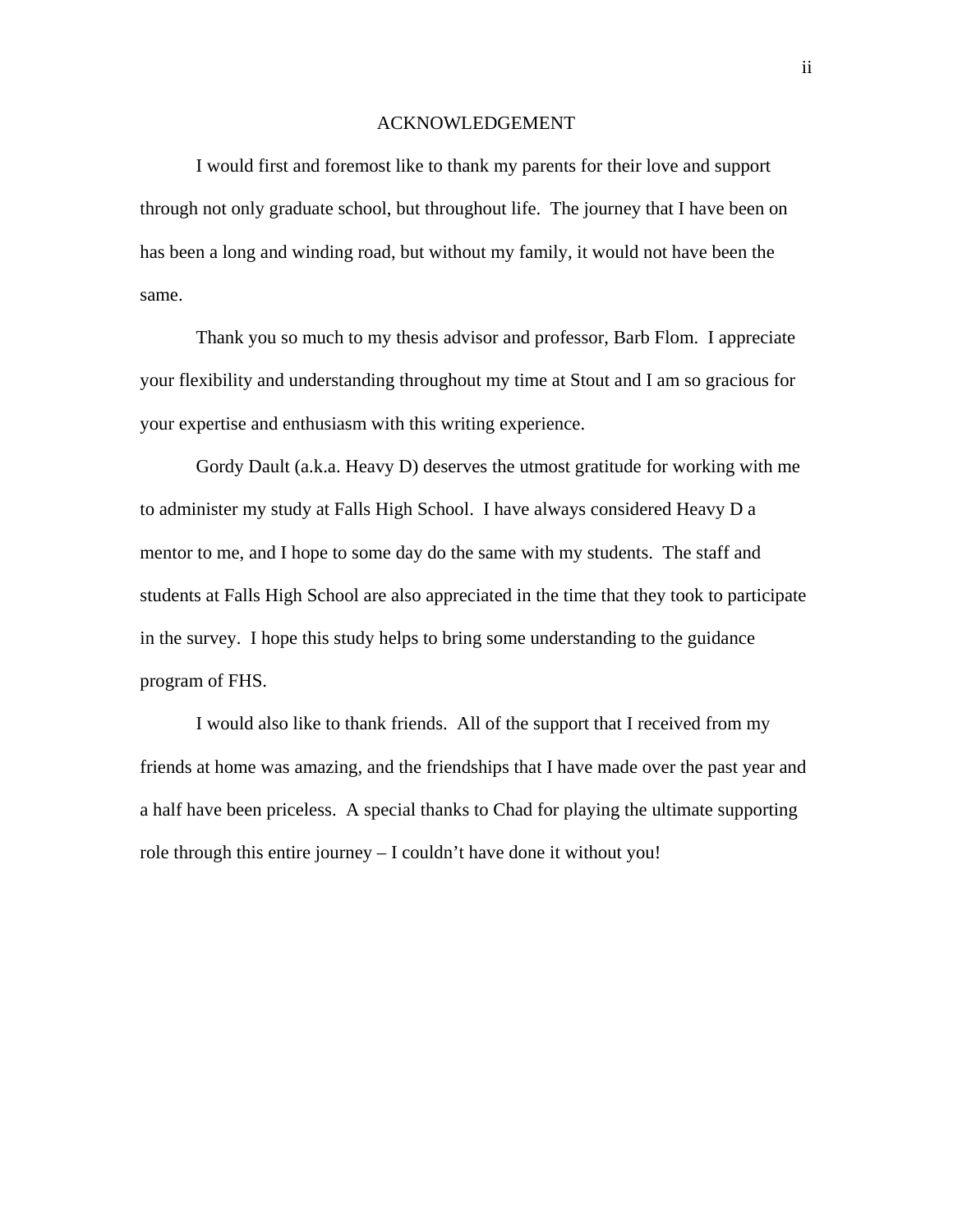# ACKNOWLEDGEMENT

I would first and foremost like to thank my parents for their love and support through not only graduate school, but throughout life. The journey that I have been on has been a long and winding road, but without my family, it would not have been the same.

Thank you so much to my thesis advisor and professor, Barb Flom. I appreciate your flexibility and understanding throughout my time at Stout and I am so gracious for your expertise and enthusiasm with this writing experience.

Gordy Dault (a.k.a. Heavy D) deserves the utmost gratitude for working with me to administer my study at Falls High School. I have always considered Heavy D a mentor to me, and I hope to some day do the same with my students. The staff and students at Falls High School are also appreciated in the time that they took to participate in the survey. I hope this study helps to bring some understanding to the guidance program of FHS.

I would also like to thank friends. All of the support that I received from my friends at home was amazing, and the friendships that I have made over the past year and a half have been priceless. A special thanks to Chad for playing the ultimate supporting role through this entire journey – I couldn't have done it without you!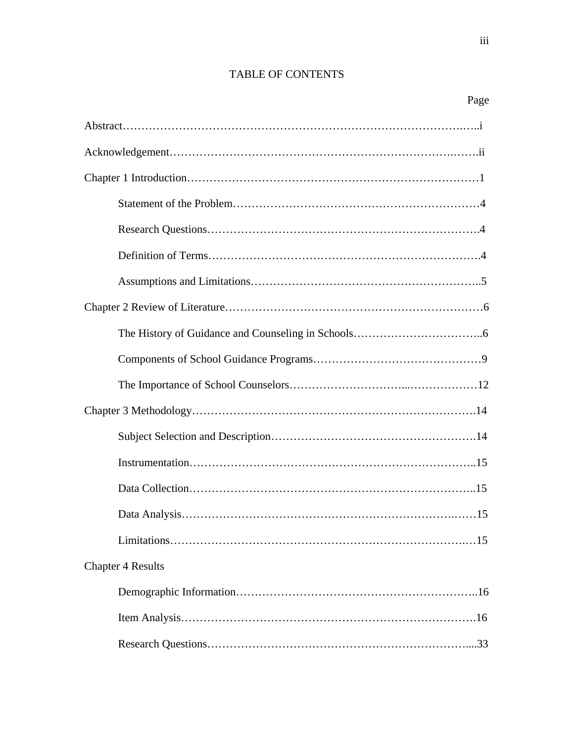# TABLE OF CONTENTS

Page

Abstract……………………………………………………………………………….…..i

Acknowledgement……………………………………………………………….…….ii

Chapter 1 Introduction……………………………………………………………………1

- Statement of the Problem…………………………………………………………4
- Research Questions…………………………………………………………….4
- Definition of Terms…………………………………………………………….4
- Assumptions and Limitations……………………………………………………..5

Chapter 2 Review of Literature……………………………………………………………6

- The History of Guidance and Counseling in Schools……………………………..6
- Components of School Guidance Programs………………………………………9
- The Importance of School Counselors…………………………...………………12

Chapter 3 Methodology………………………………………………………………….14

- Subject Selection and Description……………………………………………….14
- Instrumentation…………………………………………………………………..15
- Data Collection…………………………………………………………………..15
- Data Analysis………………………………………………………………….…15
- Limitations…………………………………………………………………….…15

Chapter 4 Results

- Demographic Information………………………………………………………..16
- Item Analysis…………………………………………………………………….16
- Research Questions…………………………………………………………......33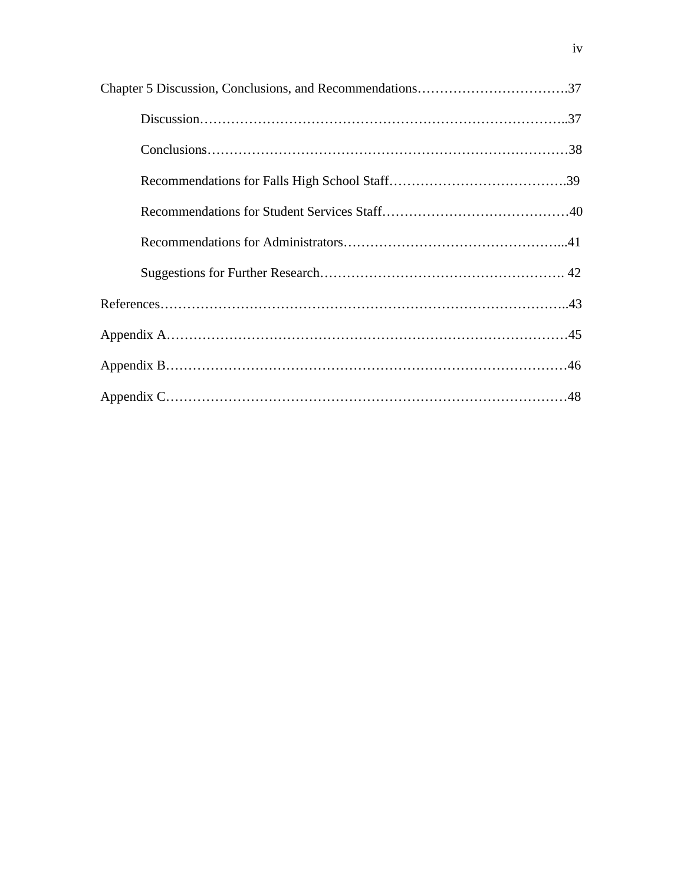Chapter 5 Discussion, Conclusions, and Recommendations……………………………37

Discussion……………………………………………………………………..37

Conclusions……………………………………………………………………38

Recommendations for Falls High School Staff………………………………….39

Recommendations for Student Services Staff……………………………………40

Recommendations for Administrators…………………………………………...41

Suggestions for Further Research………………………………………………. 42

References……………………………………………………………………………..43

Appendix A……………………………………………………………………………45

Appendix B……………………………………………………………………………46

Appendix C……………………………………………………………………………48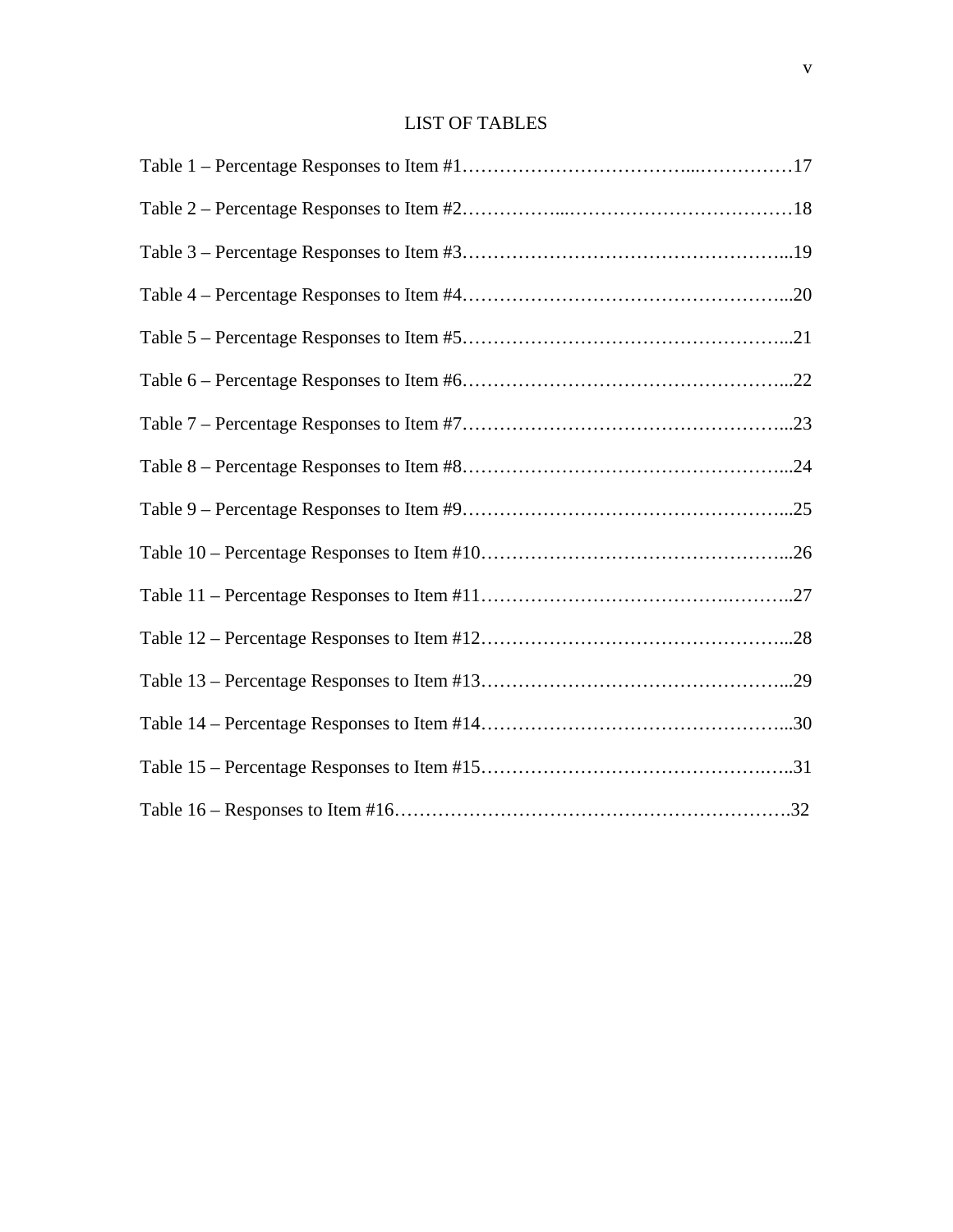# LIST OF TABLES

Table 1 – Percentage Responses to Item #1………………………………..……………17

Table 2 – Percentage Responses to Item #2……………...………………………………18

Table 3 – Percentage Responses to Item #3……………………………………………...19

Table 4 – Percentage Responses to Item #4……………………………………………...20

Table 5 – Percentage Responses to Item #5……………………………………………...21

Table 6 – Percentage Responses to Item #6……………………………………………...22

Table 7 – Percentage Responses to Item #7……………………………………………...23

Table 8 – Percentage Responses to Item #8……………………………………………...24

Table 9 – Percentage Responses to Item #9……………………………………………...25

Table 10 – Percentage Responses to Item #10…………………………………………...26

Table 11 – Percentage Responses to Item #11………………………………….………..27

Table 12 – Percentage Responses to Item #12…………………………………………...28

Table 13 – Percentage Responses to Item #13…………………………………………...29

Table 14 – Percentage Responses to Item #14…………………………………………...30

Table 15 – Percentage Responses to Item #15…………………………………….……..31

Table 16 – Responses to Item #16……………………………………………………….32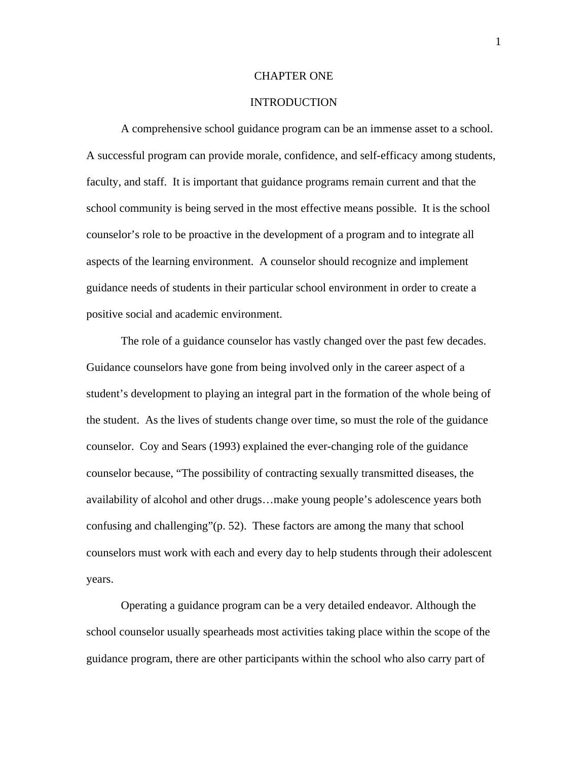# CHAPTER ONE

## INTRODUCTION

A comprehensive school guidance program can be an immense asset to a school. A successful program can provide morale, confidence, and self-efficacy among students, faculty, and staff. It is important that guidance programs remain current and that the school community is being served in the most effective means possible. It is the school counselor's role to be proactive in the development of a program and to integrate all aspects of the learning environment. A counselor should recognize and implement guidance needs of students in their particular school environment in order to create a positive social and academic environment.

The role of a guidance counselor has vastly changed over the past few decades. Guidance counselors have gone from being involved only in the career aspect of a student's development to playing an integral part in the formation of the whole being of the student. As the lives of students change over time, so must the role of the guidance counselor. Coy and Sears (1993) explained the ever-changing role of the guidance counselor because, "The possibility of contracting sexually transmitted diseases, the availability of alcohol and other drugs…make young people's adolescence years both confusing and challenging"(p. 52). These factors are among the many that school counselors must work with each and every day to help students through their adolescent years.

Operating a guidance program can be a very detailed endeavor. Although the school counselor usually spearheads most activities taking place within the scope of the guidance program, there are other participants within the school who also carry part of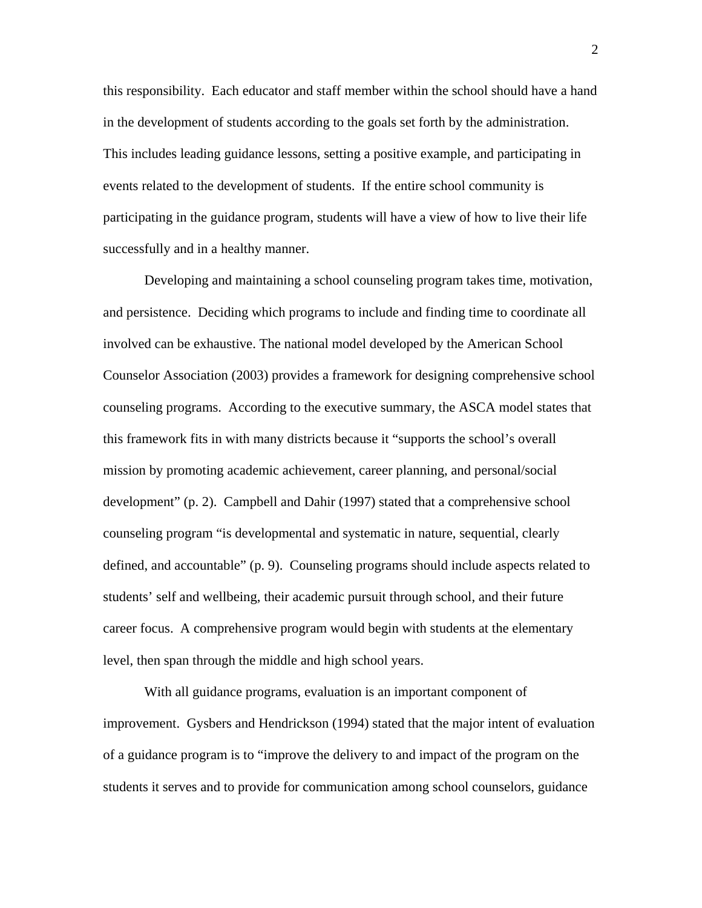this responsibility. Each educator and staff member within the school should have a hand in the development of students according to the goals set forth by the administration. This includes leading guidance lessons, setting a positive example, and participating in events related to the development of students. If the entire school community is participating in the guidance program, students will have a view of how to live their life successfully and in a healthy manner.

Developing and maintaining a school counseling program takes time, motivation, and persistence. Deciding which programs to include and finding time to coordinate all involved can be exhaustive. The national model developed by the American School Counselor Association (2003) provides a framework for designing comprehensive school counseling programs. According to the executive summary, the ASCA model states that this framework fits in with many districts because it "supports the school's overall mission by promoting academic achievement, career planning, and personal/social development" (p. 2). Campbell and Dahir (1997) stated that a comprehensive school counseling program "is developmental and systematic in nature, sequential, clearly defined, and accountable" (p. 9). Counseling programs should include aspects related to students' self and wellbeing, their academic pursuit through school, and their future career focus. A comprehensive program would begin with students at the elementary level, then span through the middle and high school years.

With all guidance programs, evaluation is an important component of improvement. Gysbers and Hendrickson (1994) stated that the major intent of evaluation of a guidance program is to "improve the delivery to and impact of the program on the students it serves and to provide for communication among school counselors, guidance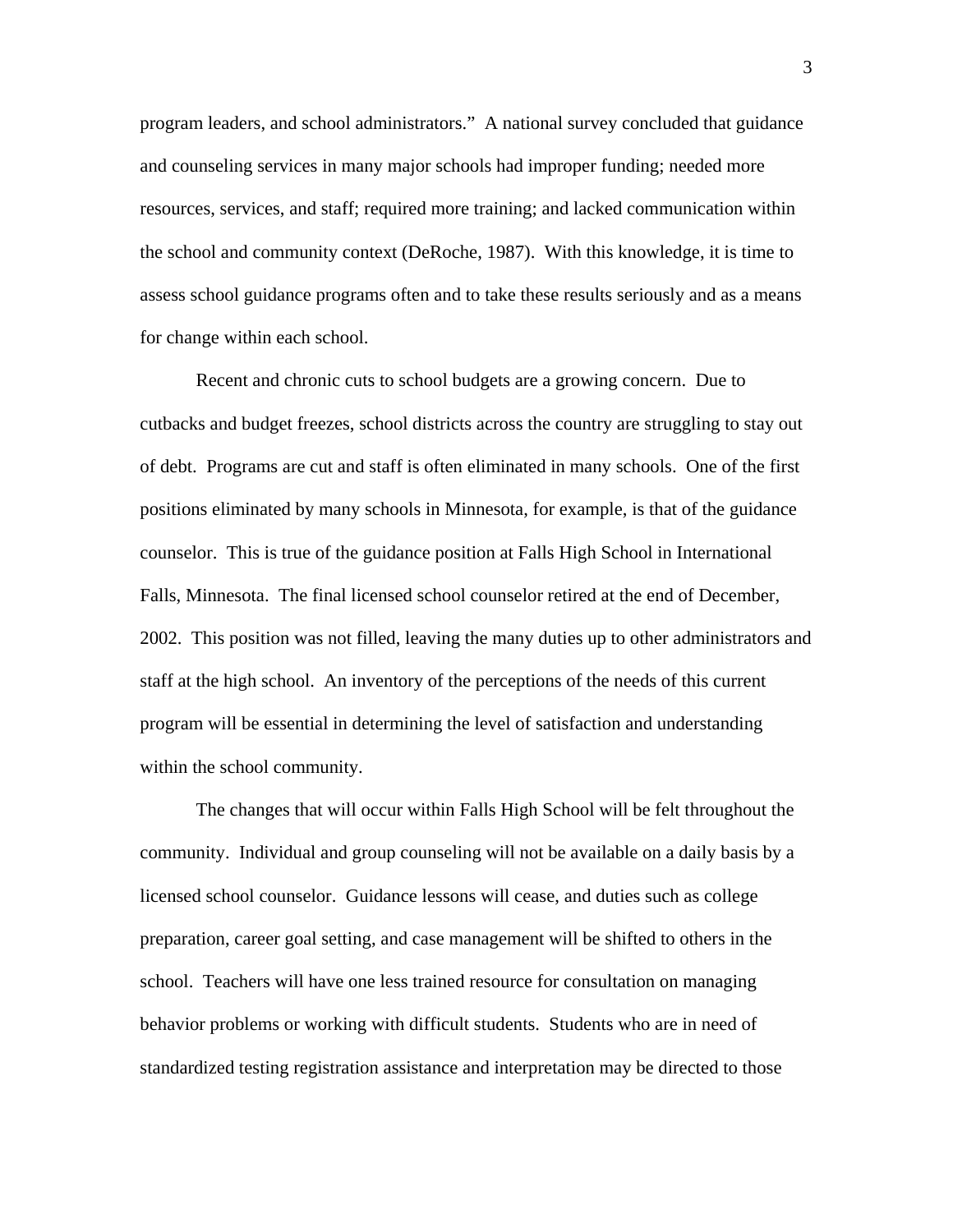program leaders, and school administrators." A national survey concluded that guidance and counseling services in many major schools had improper funding; needed more resources, services, and staff; required more training; and lacked communication within the school and community context (DeRoche, 1987). With this knowledge, it is time to assess school guidance programs often and to take these results seriously and as a means for change within each school.

Recent and chronic cuts to school budgets are a growing concern. Due to cutbacks and budget freezes, school districts across the country are struggling to stay out of debt. Programs are cut and staff is often eliminated in many schools. One of the first positions eliminated by many schools in Minnesota, for example, is that of the guidance counselor. This is true of the guidance position at Falls High School in International Falls, Minnesota. The final licensed school counselor retired at the end of December, 2002. This position was not filled, leaving the many duties up to other administrators and staff at the high school. An inventory of the perceptions of the needs of this current program will be essential in determining the level of satisfaction and understanding within the school community.

The changes that will occur within Falls High School will be felt throughout the community. Individual and group counseling will not be available on a daily basis by a licensed school counselor. Guidance lessons will cease, and duties such as college preparation, career goal setting, and case management will be shifted to others in the school. Teachers will have one less trained resource for consultation on managing behavior problems or working with difficult students. Students who are in need of standardized testing registration assistance and interpretation may be directed to those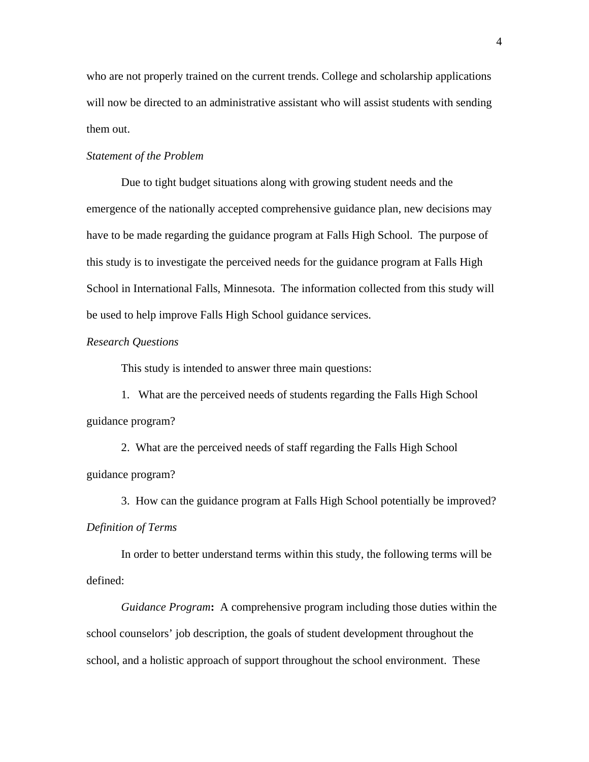who are not properly trained on the current trends. College and scholarship applications will now be directed to an administrative assistant who will assist students with sending them out.

### *Statement of the Problem*

Due to tight budget situations along with growing student needs and the emergence of the nationally accepted comprehensive guidance plan, new decisions may have to be made regarding the guidance program at Falls High School. The purpose of this study is to investigate the perceived needs for the guidance program at Falls High School in International Falls, Minnesota. The information collected from this study will be used to help improve Falls High School guidance services.

### *Research Questions*

This study is intended to answer three main questions:

1. What are the perceived needs of students regarding the Falls High School guidance program?

2. What are the perceived needs of staff regarding the Falls High School guidance program?

3. How can the guidance program at Falls High School potentially be improved?

### *Definition of Terms*

In order to better understand terms within this study, the following terms will be defined:

*Guidance Program*: A comprehensive program including those duties within the school counselors' job description, the goals of student development throughout the school, and a holistic approach of support throughout the school environment. These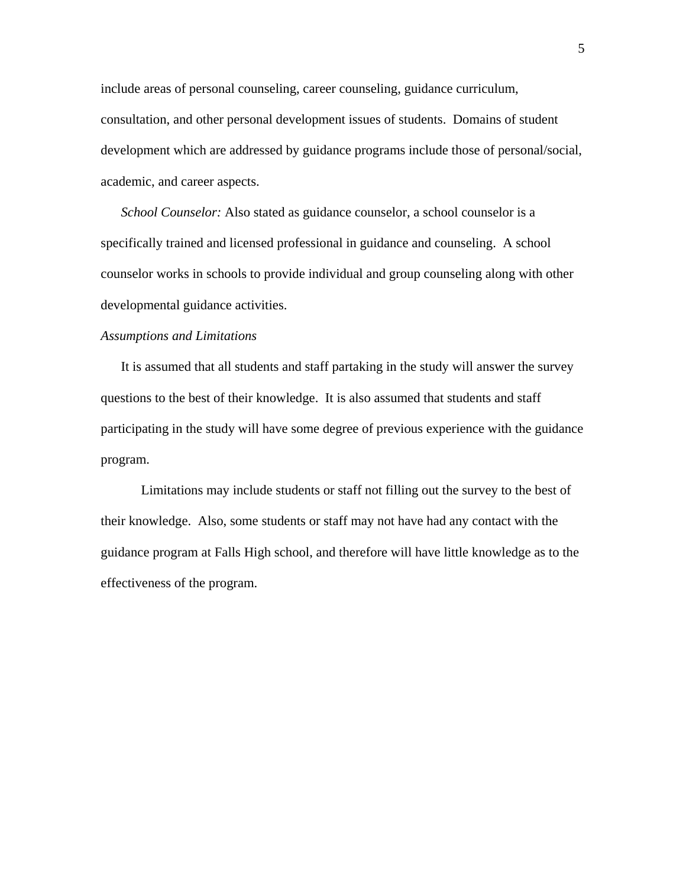include areas of personal counseling, career counseling, guidance curriculum, consultation, and other personal development issues of students. Domains of student development which are addressed by guidance programs include those of personal/social, academic, and career aspects.

*School Counselor:* Also stated as guidance counselor, a school counselor is a specifically trained and licensed professional in guidance and counseling. A school counselor works in schools to provide individual and group counseling along with other developmental guidance activities.

### *Assumptions and Limitations*

It is assumed that all students and staff partaking in the study will answer the survey questions to the best of their knowledge. It is also assumed that students and staff participating in the study will have some degree of previous experience with the guidance program.

Limitations may include students or staff not filling out the survey to the best of their knowledge. Also, some students or staff may not have had any contact with the guidance program at Falls High school, and therefore will have little knowledge as to the effectiveness of the program.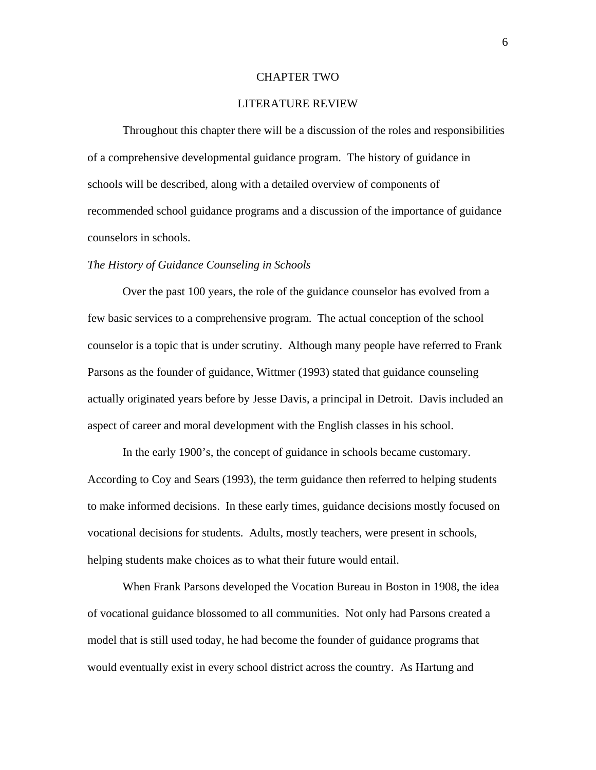# CHAPTER TWO

# LITERATURE REVIEW

Throughout this chapter there will be a discussion of the roles and responsibilities of a comprehensive developmental guidance program. The history of guidance in schools will be described, along with a detailed overview of components of recommended school guidance programs and a discussion of the importance of guidance counselors in schools.

*The History of Guidance Counseling in Schools*

Over the past 100 years, the role of the guidance counselor has evolved from a few basic services to a comprehensive program. The actual conception of the school counselor is a topic that is under scrutiny. Although many people have referred to Frank Parsons as the founder of guidance, Wittmer (1993) stated that guidance counseling actually originated years before by Jesse Davis, a principal in Detroit. Davis included an aspect of career and moral development with the English classes in his school.

In the early 1900's, the concept of guidance in schools became customary. According to Coy and Sears (1993), the term guidance then referred to helping students to make informed decisions. In these early times, guidance decisions mostly focused on vocational decisions for students. Adults, mostly teachers, were present in schools, helping students make choices as to what their future would entail.

When Frank Parsons developed the Vocation Bureau in Boston in 1908, the idea of vocational guidance blossomed to all communities. Not only had Parsons created a model that is still used today, he had become the founder of guidance programs that would eventually exist in every school district across the country. As Hartung and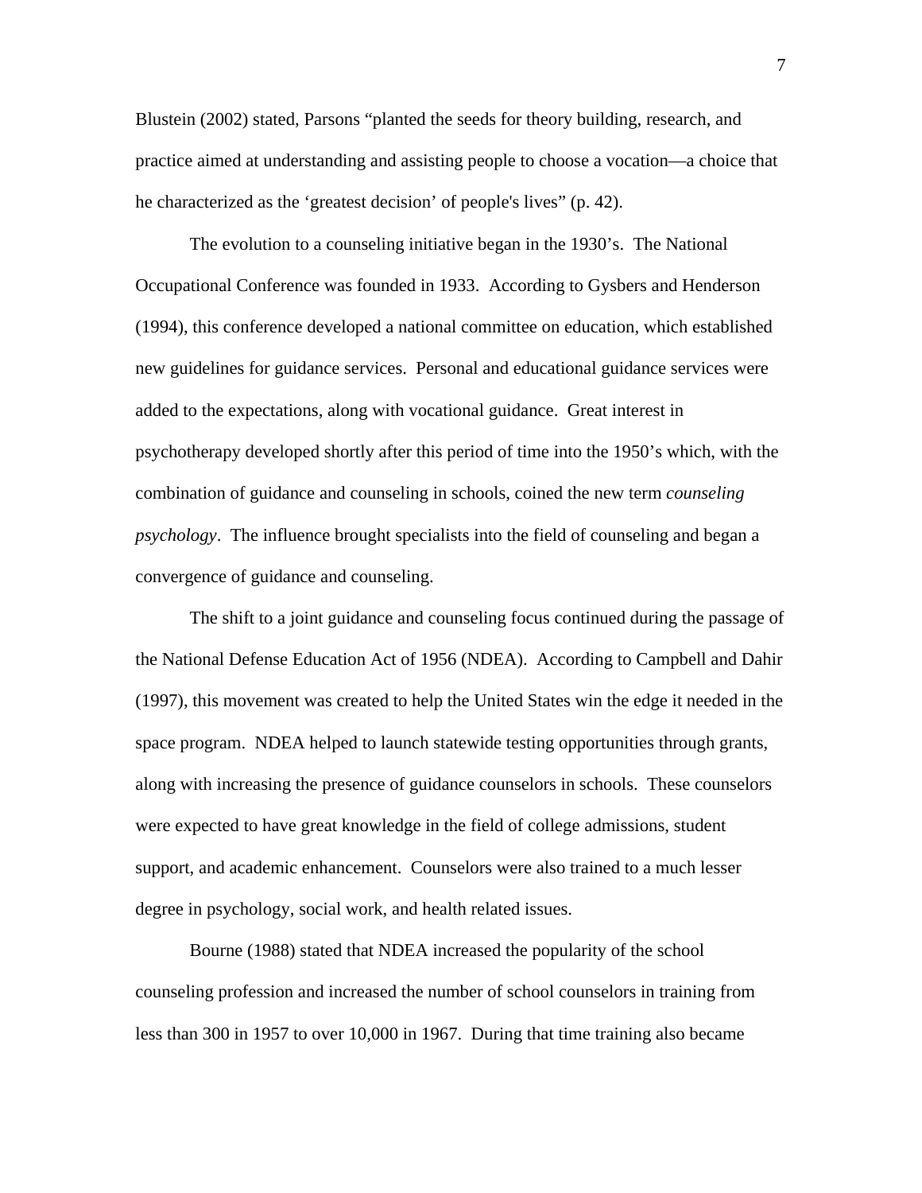Blustein (2002) stated, Parsons "planted the seeds for theory building, research, and practice aimed at understanding and assisting people to choose a vocation—a choice that he characterized as the 'greatest decision' of people's lives" (p. 42).

The evolution to a counseling initiative began in the 1930's. The National Occupational Conference was founded in 1933. According to Gysbers and Henderson (1994), this conference developed a national committee on education, which established new guidelines for guidance services. Personal and educational guidance services were added to the expectations, along with vocational guidance. Great interest in psychotherapy developed shortly after this period of time into the 1950's which, with the combination of guidance and counseling in schools, coined the new term *counseling psychology*. The influence brought specialists into the field of counseling and began a convergence of guidance and counseling.

The shift to a joint guidance and counseling focus continued during the passage of the National Defense Education Act of 1956 (NDEA). According to Campbell and Dahir (1997), this movement was created to help the United States win the edge it needed in the space program. NDEA helped to launch statewide testing opportunities through grants, along with increasing the presence of guidance counselors in schools. These counselors were expected to have great knowledge in the field of college admissions, student support, and academic enhancement. Counselors were also trained to a much lesser degree in psychology, social work, and health related issues.

Bourne (1988) stated that NDEA increased the popularity of the school counseling profession and increased the number of school counselors in training from less than 300 in 1957 to over 10,000 in 1967. During that time training also became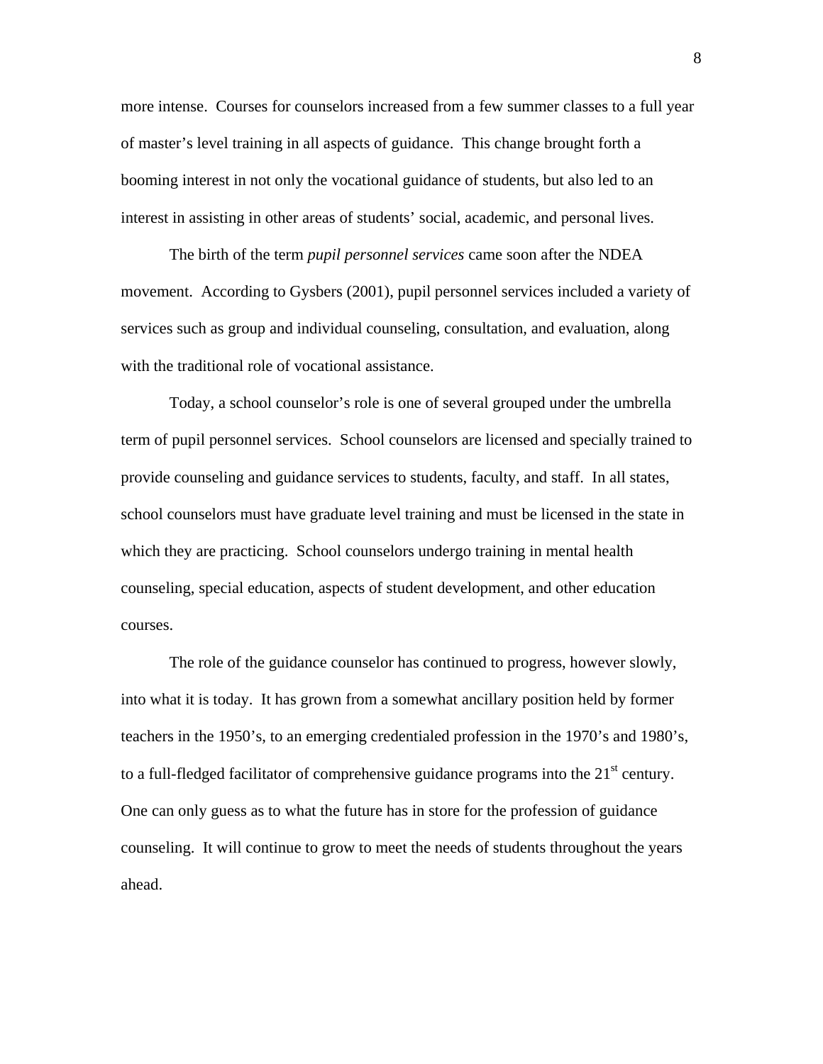more intense. Courses for counselors increased from a few summer classes to a full year of master's level training in all aspects of guidance. This change brought forth a booming interest in not only the vocational guidance of students, but also led to an interest in assisting in other areas of students' social, academic, and personal lives.

The birth of the term *pupil personnel services* came soon after the NDEA movement. According to Gysbers (2001), pupil personnel services included a variety of services such as group and individual counseling, consultation, and evaluation, along with the traditional role of vocational assistance.

Today, a school counselor's role is one of several grouped under the umbrella term of pupil personnel services. School counselors are licensed and specially trained to provide counseling and guidance services to students, faculty, and staff. In all states, school counselors must have graduate level training and must be licensed in the state in which they are practicing. School counselors undergo training in mental health counseling, special education, aspects of student development, and other education courses.

The role of the guidance counselor has continued to progress, however slowly, into what it is today. It has grown from a somewhat ancillary position held by former teachers in the 1950's, to an emerging credentialed profession in the 1970's and 1980's, to a full-fledged facilitator of comprehensive guidance programs into the 21st century. One can only guess as to what the future has in store for the profession of guidance counseling. It will continue to grow to meet the needs of students throughout the years ahead.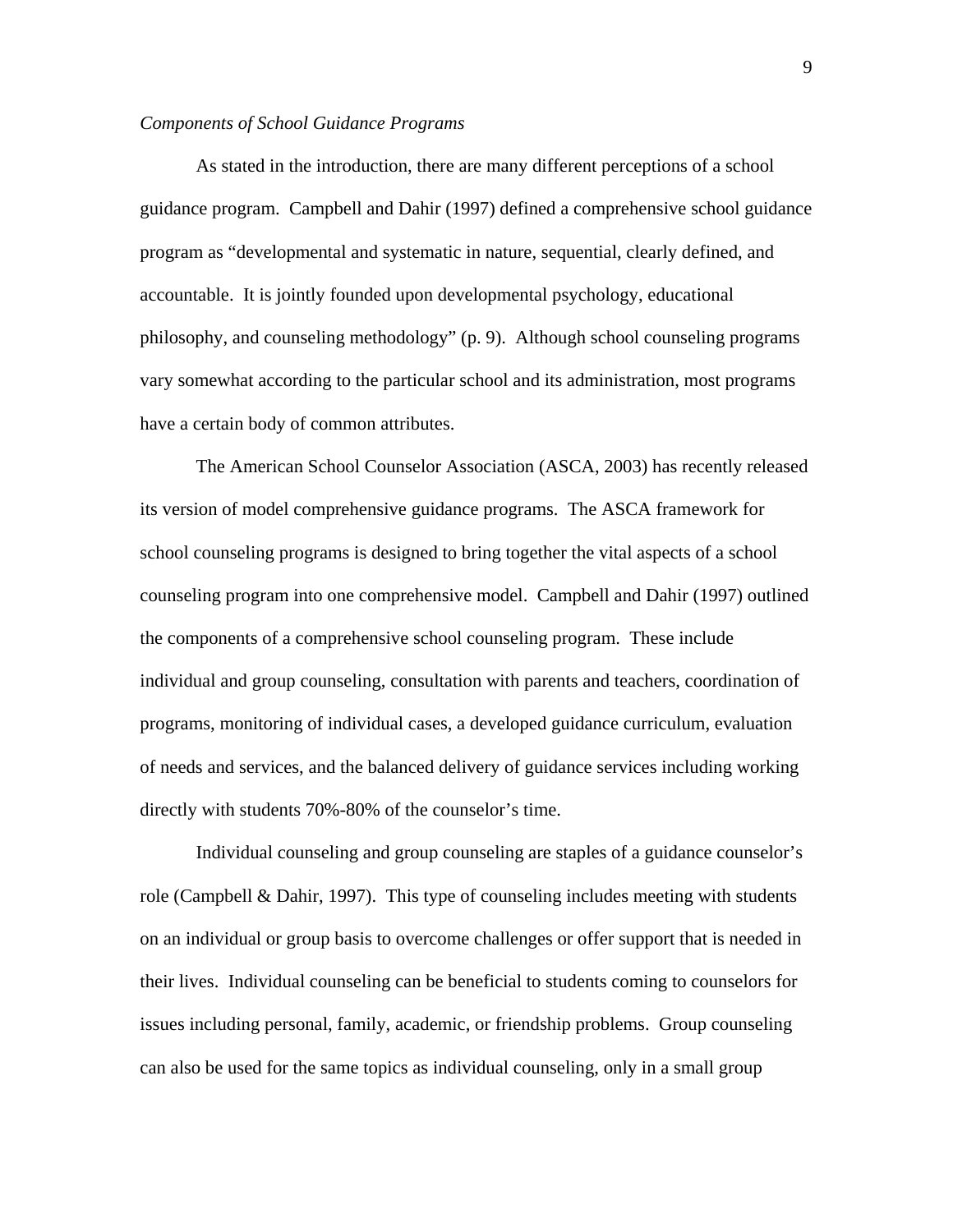*Components of School Guidance Programs*

As stated in the introduction, there are many different perceptions of a school guidance program. Campbell and Dahir (1997) defined a comprehensive school guidance program as "developmental and systematic in nature, sequential, clearly defined, and accountable. It is jointly founded upon developmental psychology, educational philosophy, and counseling methodology" (p. 9). Although school counseling programs vary somewhat according to the particular school and its administration, most programs have a certain body of common attributes.

The American School Counselor Association (ASCA, 2003) has recently released its version of model comprehensive guidance programs. The ASCA framework for school counseling programs is designed to bring together the vital aspects of a school counseling program into one comprehensive model. Campbell and Dahir (1997) outlined the components of a comprehensive school counseling program. These include individual and group counseling, consultation with parents and teachers, coordination of programs, monitoring of individual cases, a developed guidance curriculum, evaluation of needs and services, and the balanced delivery of guidance services including working directly with students 70%-80% of the counselor's time.

Individual counseling and group counseling are staples of a guidance counselor's role (Campbell & Dahir, 1997). This type of counseling includes meeting with students on an individual or group basis to overcome challenges or offer support that is needed in their lives. Individual counseling can be beneficial to students coming to counselors for issues including personal, family, academic, or friendship problems. Group counseling can also be used for the same topics as individual counseling, only in a small group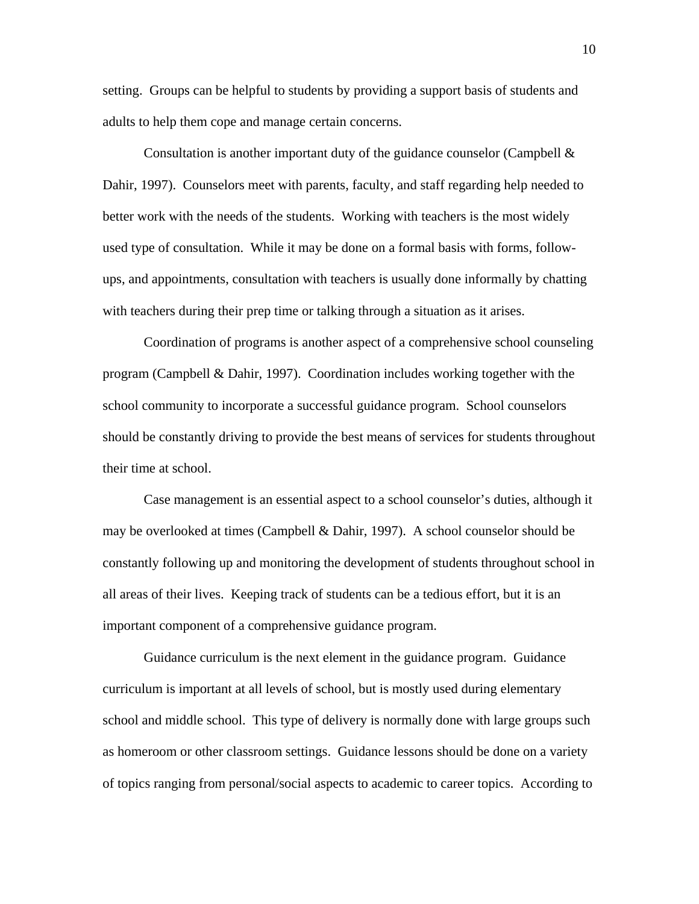setting. Groups can be helpful to students by providing a support basis of students and adults to help them cope and manage certain concerns.

Consultation is another important duty of the guidance counselor (Campbell & Dahir, 1997). Counselors meet with parents, faculty, and staff regarding help needed to better work with the needs of the students. Working with teachers is the most widely used type of consultation. While it may be done on a formal basis with forms, follow-ups, and appointments, consultation with teachers is usually done informally by chatting with teachers during their prep time or talking through a situation as it arises.

Coordination of programs is another aspect of a comprehensive school counseling program (Campbell & Dahir, 1997). Coordination includes working together with the school community to incorporate a successful guidance program. School counselors should be constantly driving to provide the best means of services for students throughout their time at school.

Case management is an essential aspect to a school counselor's duties, although it may be overlooked at times (Campbell & Dahir, 1997). A school counselor should be constantly following up and monitoring the development of students throughout school in all areas of their lives. Keeping track of students can be a tedious effort, but it is an important component of a comprehensive guidance program.

Guidance curriculum is the next element in the guidance program. Guidance curriculum is important at all levels of school, but is mostly used during elementary school and middle school. This type of delivery is normally done with large groups such as homeroom or other classroom settings. Guidance lessons should be done on a variety of topics ranging from personal/social aspects to academic to career topics. According to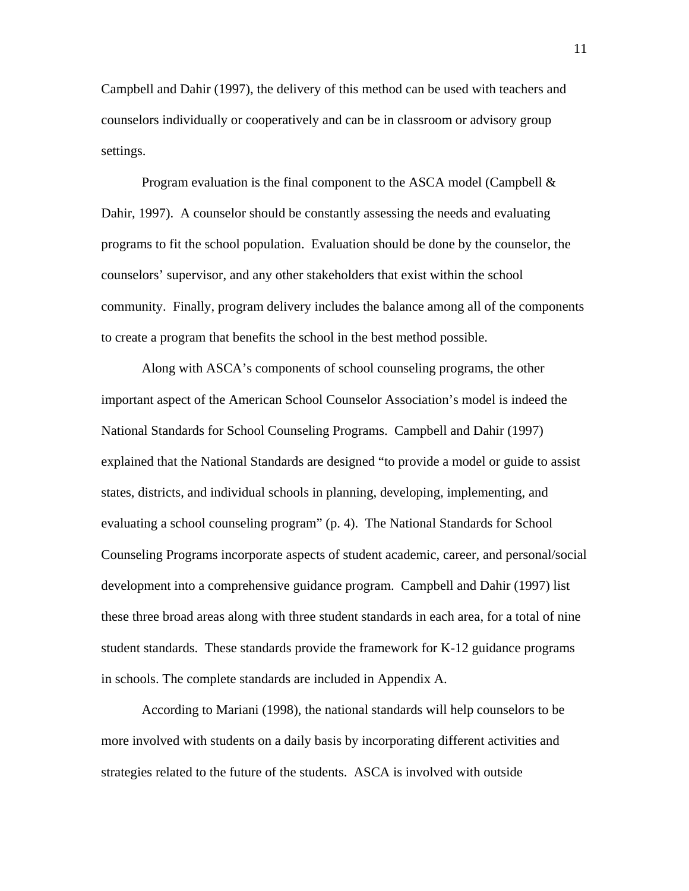Campbell and Dahir (1997), the delivery of this method can be used with teachers and counselors individually or cooperatively and can be in classroom or advisory group settings.

Program evaluation is the final component to the ASCA model (Campbell & Dahir, 1997). A counselor should be constantly assessing the needs and evaluating programs to fit the school population. Evaluation should be done by the counselor, the counselors' supervisor, and any other stakeholders that exist within the school community. Finally, program delivery includes the balance among all of the components to create a program that benefits the school in the best method possible.

Along with ASCA's components of school counseling programs, the other important aspect of the American School Counselor Association's model is indeed the National Standards for School Counseling Programs. Campbell and Dahir (1997) explained that the National Standards are designed "to provide a model or guide to assist states, districts, and individual schools in planning, developing, implementing, and evaluating a school counseling program" (p. 4). The National Standards for School Counseling Programs incorporate aspects of student academic, career, and personal/social development into a comprehensive guidance program. Campbell and Dahir (1997) list these three broad areas along with three student standards in each area, for a total of nine student standards. These standards provide the framework for K-12 guidance programs in schools. The complete standards are included in Appendix A.

According to Mariani (1998), the national standards will help counselors to be more involved with students on a daily basis by incorporating different activities and strategies related to the future of the students. ASCA is involved with outside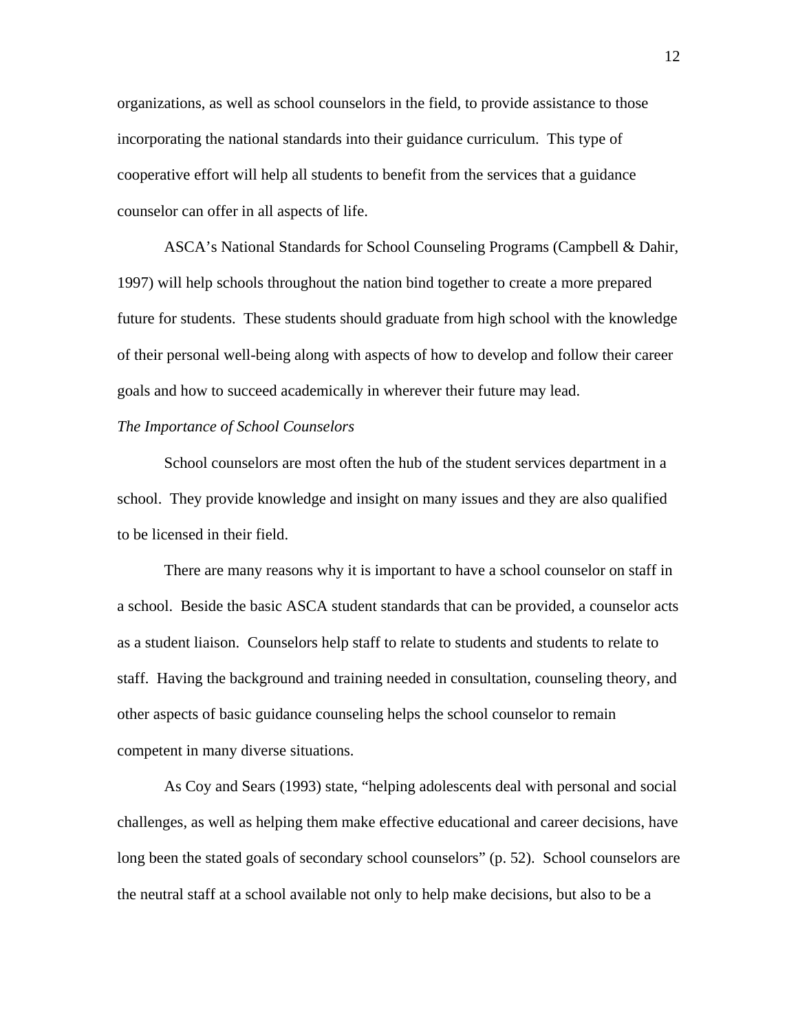organizations, as well as school counselors in the field, to provide assistance to those incorporating the national standards into their guidance curriculum. This type of cooperative effort will help all students to benefit from the services that a guidance counselor can offer in all aspects of life.

ASCA's National Standards for School Counseling Programs (Campbell & Dahir, 1997) will help schools throughout the nation bind together to create a more prepared future for students. These students should graduate from high school with the knowledge of their personal well-being along with aspects of how to develop and follow their career goals and how to succeed academically in wherever their future may lead.

*The Importance of School Counselors*

School counselors are most often the hub of the student services department in a school. They provide knowledge and insight on many issues and they are also qualified to be licensed in their field.

There are many reasons why it is important to have a school counselor on staff in a school. Beside the basic ASCA student standards that can be provided, a counselor acts as a student liaison. Counselors help staff to relate to students and students to relate to staff. Having the background and training needed in consultation, counseling theory, and other aspects of basic guidance counseling helps the school counselor to remain competent in many diverse situations.

As Coy and Sears (1993) state, "helping adolescents deal with personal and social challenges, as well as helping them make effective educational and career decisions, have long been the stated goals of secondary school counselors" (p. 52). School counselors are the neutral staff at a school available not only to help make decisions, but also to be a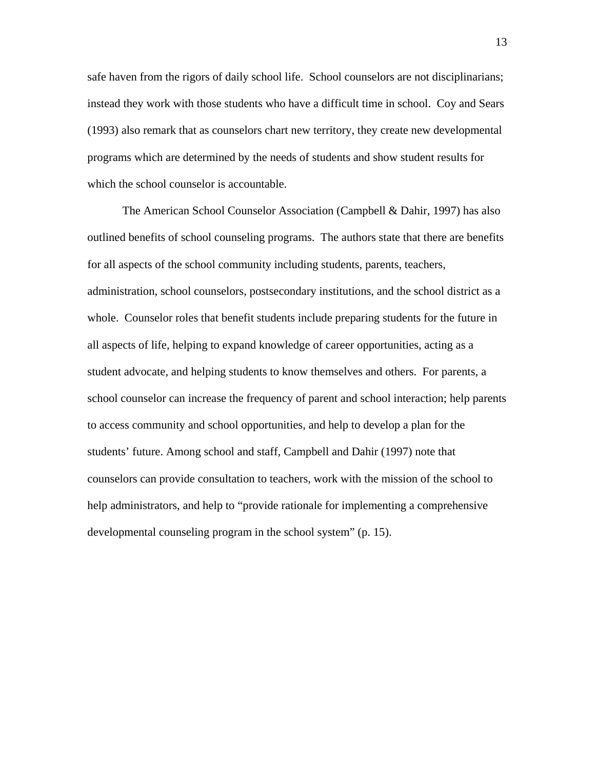safe haven from the rigors of daily school life. School counselors are not disciplinarians; instead they work with those students who have a difficult time in school. Coy and Sears (1993) also remark that as counselors chart new territory, they create new developmental programs which are determined by the needs of students and show student results for which the school counselor is accountable.

The American School Counselor Association (Campbell & Dahir, 1997) has also outlined benefits of school counseling programs. The authors state that there are benefits for all aspects of the school community including students, parents, teachers, administration, school counselors, postsecondary institutions, and the school district as a whole. Counselor roles that benefit students include preparing students for the future in all aspects of life, helping to expand knowledge of career opportunities, acting as a student advocate, and helping students to know themselves and others. For parents, a school counselor can increase the frequency of parent and school interaction; help parents to access community and school opportunities, and help to develop a plan for the students' future. Among school and staff, Campbell and Dahir (1997) note that counselors can provide consultation to teachers, work with the mission of the school to help administrators, and help to "provide rationale for implementing a comprehensive developmental counseling program in the school system" (p. 15).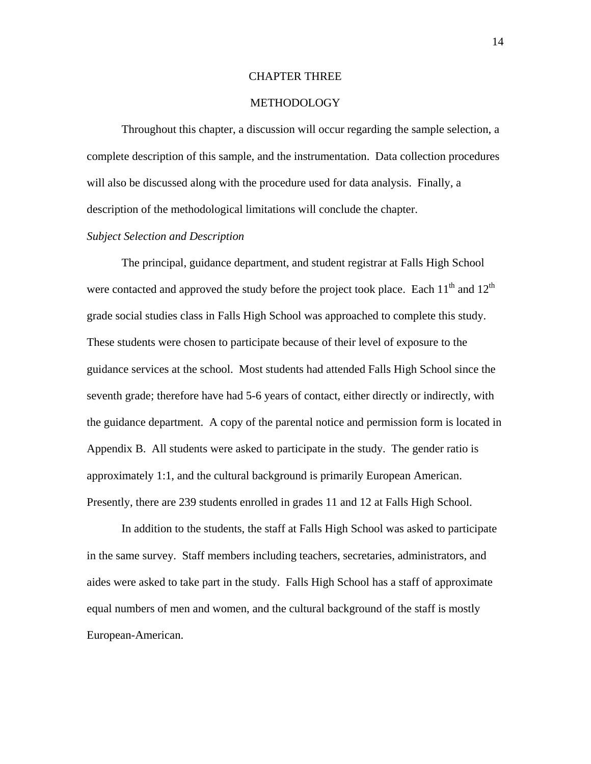# CHAPTER THREE

## METHODOLOGY

Throughout this chapter, a discussion will occur regarding the sample selection, a complete description of this sample, and the instrumentation. Data collection procedures will also be discussed along with the procedure used for data analysis. Finally, a description of the methodological limitations will conclude the chapter.

### *Subject Selection and Description*

The principal, guidance department, and student registrar at Falls High School were contacted and approved the study before the project took place. Each 11th and 12th grade social studies class in Falls High School was approached to complete this study. These students were chosen to participate because of their level of exposure to the guidance services at the school. Most students had attended Falls High School since the seventh grade; therefore have had 5-6 years of contact, either directly or indirectly, with the guidance department. A copy of the parental notice and permission form is located in Appendix B. All students were asked to participate in the study. The gender ratio is approximately 1:1, and the cultural background is primarily European American. Presently, there are 239 students enrolled in grades 11 and 12 at Falls High School.

In addition to the students, the staff at Falls High School was asked to participate in the same survey. Staff members including teachers, secretaries, administrators, and aides were asked to take part in the study. Falls High School has a staff of approximate equal numbers of men and women, and the cultural background of the staff is mostly European-American.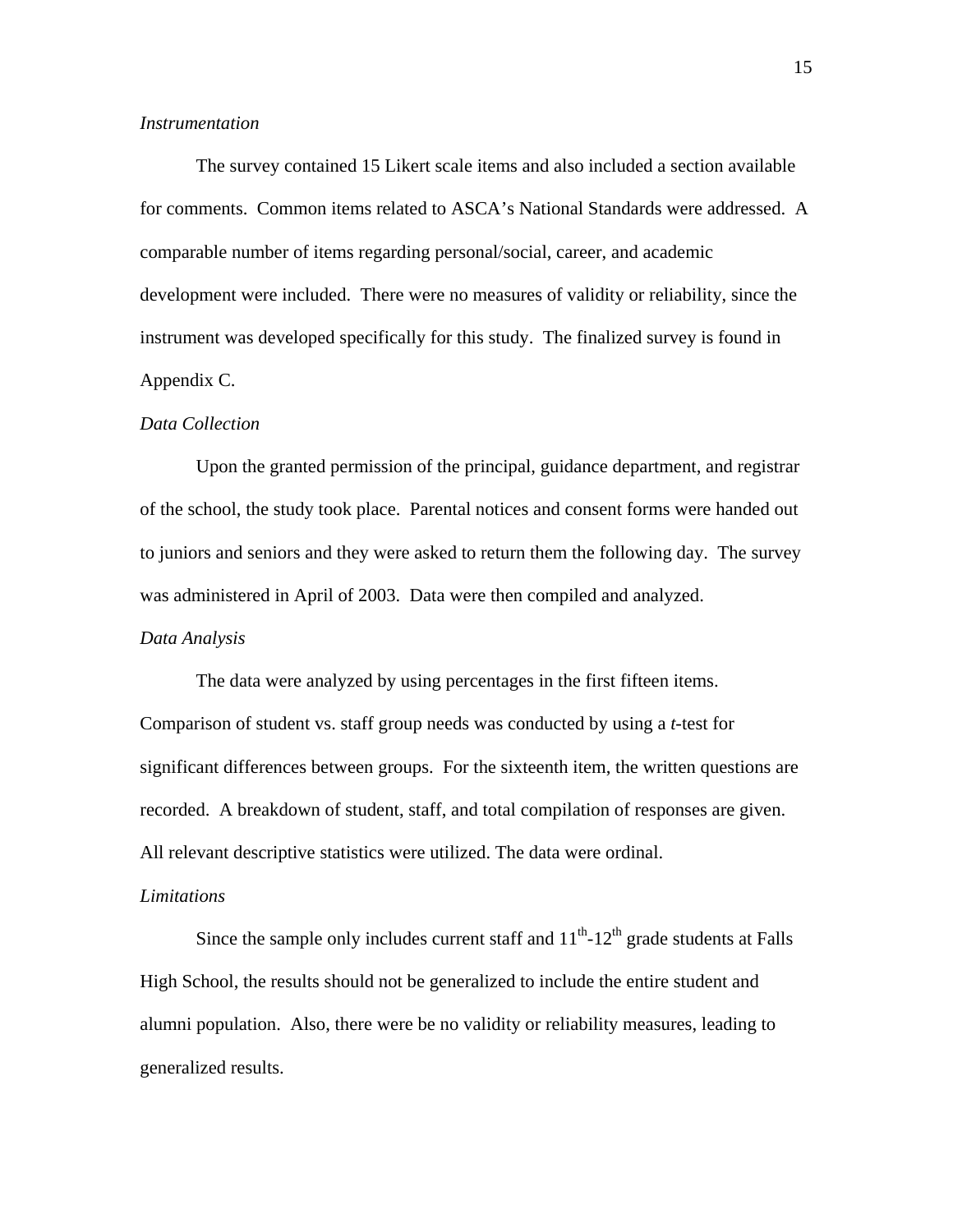*Instrumentation*

The survey contained 15 Likert scale items and also included a section available for comments. Common items related to ASCA's National Standards were addressed. A comparable number of items regarding personal/social, career, and academic development were included. There were no measures of validity or reliability, since the instrument was developed specifically for this study. The finalized survey is found in Appendix C.

*Data Collection*

Upon the granted permission of the principal, guidance department, and registrar of the school, the study took place. Parental notices and consent forms were handed out to juniors and seniors and they were asked to return them the following day. The survey was administered in April of 2003. Data were then compiled and analyzed.

*Data Analysis*

The data were analyzed by using percentages in the first fifteen items. Comparison of student vs. staff group needs was conducted by using a *t*-test for significant differences between groups. For the sixteenth item, the written questions are recorded. A breakdown of student, staff, and total compilation of responses are given. All relevant descriptive statistics were utilized. The data were ordinal.

*Limitations*

Since the sample only includes current staff and 11th-12th grade students at Falls High School, the results should not be generalized to include the entire student and alumni population. Also, there were be no validity or reliability measures, leading to generalized results.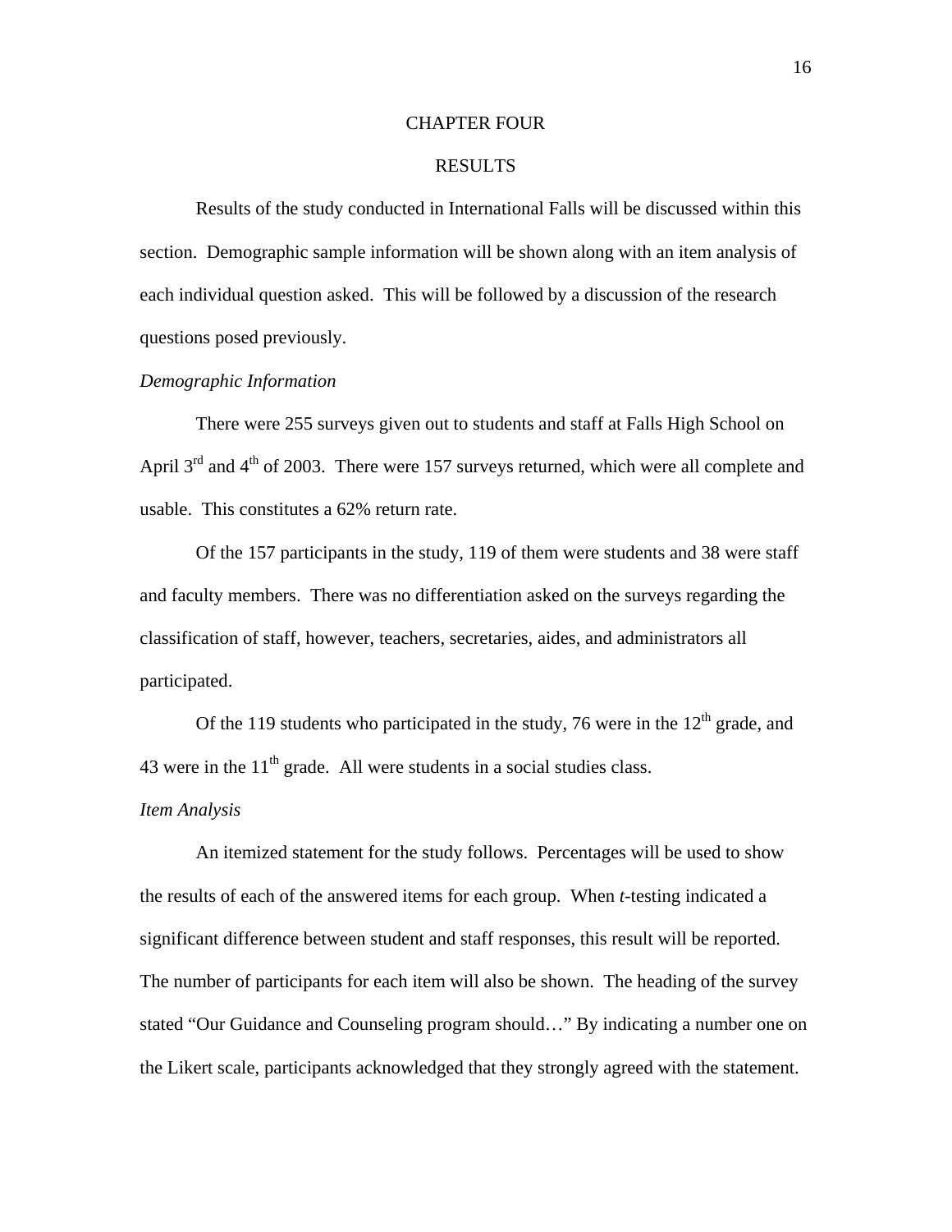# CHAPTER FOUR

## RESULTS

Results of the study conducted in International Falls will be discussed within this section. Demographic sample information will be shown along with an item analysis of each individual question asked. This will be followed by a discussion of the research questions posed previously.

*Demographic Information*

There were 255 surveys given out to students and staff at Falls High School on April 3rd and 4th of 2003. There were 157 surveys returned, which were all complete and usable. This constitutes a 62% return rate.

Of the 157 participants in the study, 119 of them were students and 38 were staff and faculty members. There was no differentiation asked on the surveys regarding the classification of staff, however, teachers, secretaries, aides, and administrators all participated.

Of the 119 students who participated in the study, 76 were in the 12th grade, and 43 were in the 11th grade. All were students in a social studies class.

*Item Analysis*

An itemized statement for the study follows. Percentages will be used to show the results of each of the answered items for each group. When *t*-testing indicated a significant difference between student and staff responses, this result will be reported. The number of participants for each item will also be shown. The heading of the survey stated "Our Guidance and Counseling program should…" By indicating a number one on the Likert scale, participants acknowledged that they strongly agreed with the statement.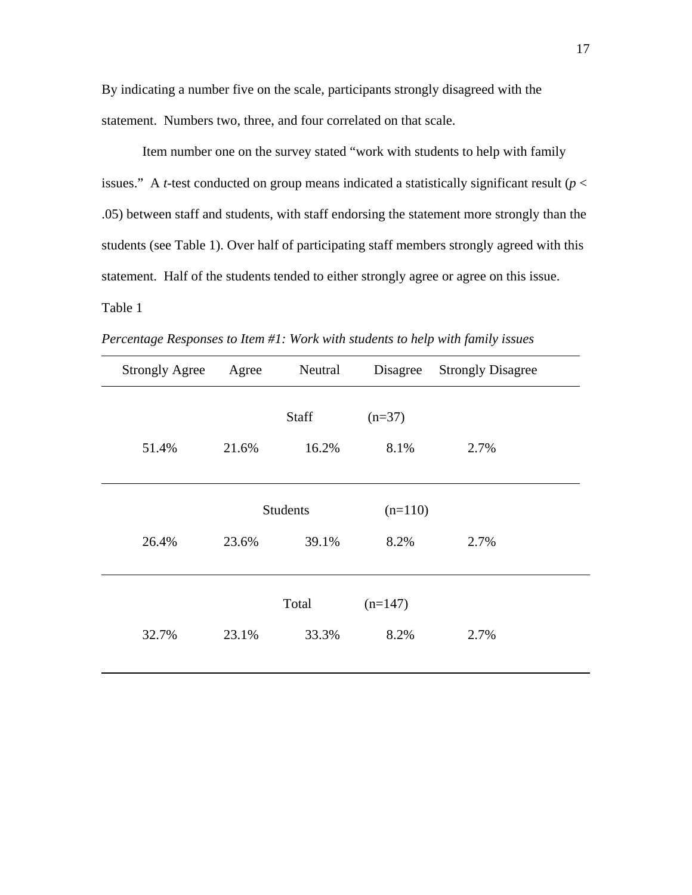By indicating a number five on the scale, participants strongly disagreed with the statement. Numbers two, three, and four correlated on that scale.

Item number one on the survey stated "work with students to help with family issues." A *t*-test conducted on group means indicated a statistically significant result ($p < .05$) between staff and students, with staff endorsing the statement more strongly than the students (see Table 1). Over half of participating staff members strongly agreed with this statement. Half of the students tended to either strongly agree or agree on this issue.

Table 1

*Percentage Responses to Item #1: Work with students to help with family issues*

| Strongly Agree | Agree | Neutral | Disagree | Strongly Disagree |
|---|---|---|---|---|
| | | Staff (n=37) | | |
| 51.4% | 21.6% | 16.2% | 8.1% | 2.7% |
| | | Students (n=110) | | |
| 26.4% | 23.6% | 39.1% | 8.2% | 2.7% |
| | | Total (n=147) | | |
| 32.7% | 23.1% | 33.3% | 8.2% | 2.7% |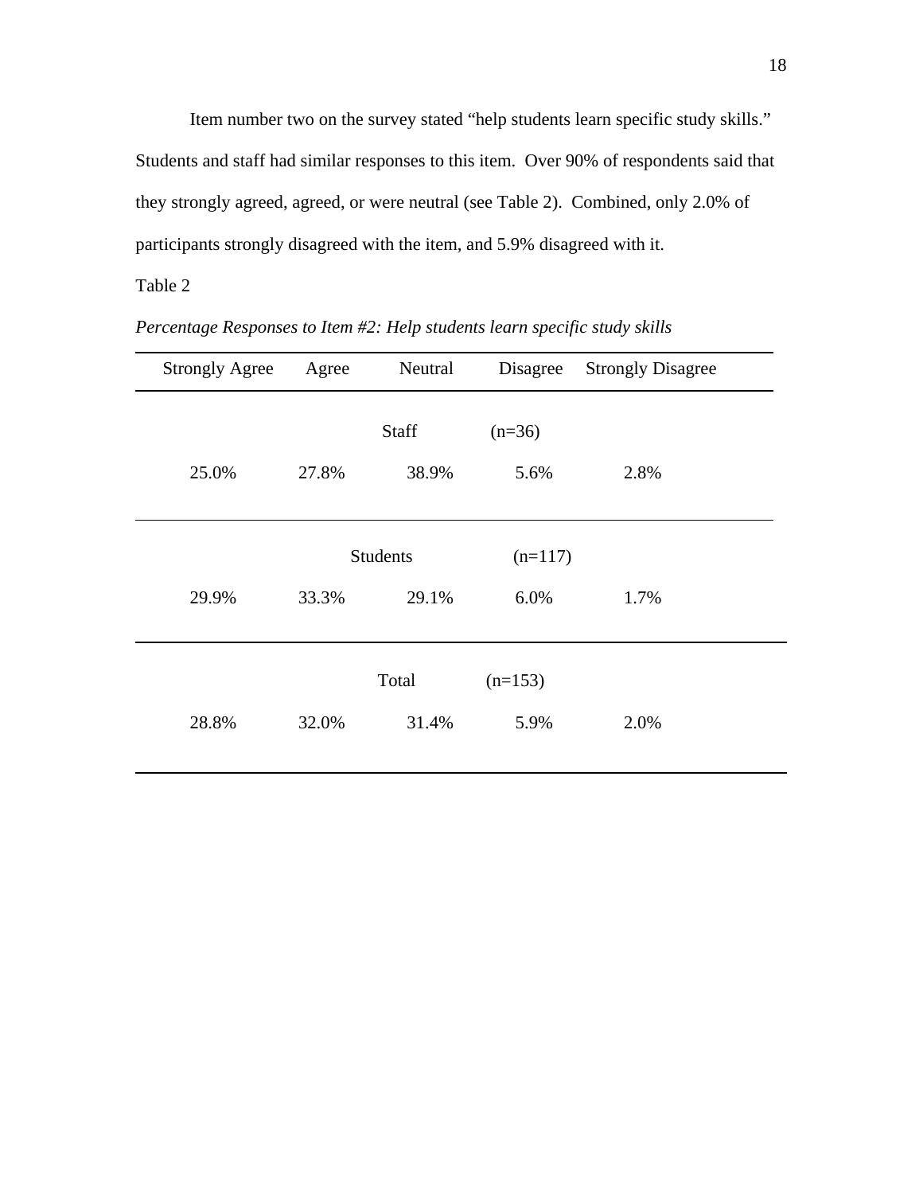Item number two on the survey stated "help students learn specific study skills." Students and staff had similar responses to this item. Over 90% of respondents said that they strongly agreed, agreed, or were neutral (see Table 2). Combined, only 2.0% of participants strongly disagreed with the item, and 5.9% disagreed with it.

Table 2

*Percentage Responses to Item #2: Help students learn specific study skills*

| Strongly Agree | Agree | Neutral | Disagree | Strongly Disagree |
|---|---|---|---|---|
| | | Staff (n=36) | | |
| 25.0% | 27.8% | 38.9% | 5.6% | 2.8% |
| | | Students (n=117) | | |
| 29.9% | 33.3% | 29.1% | 6.0% | 1.7% |
| | | Total (n=153) | | |
| 28.8% | 32.0% | 31.4% | 5.9% | 2.0% |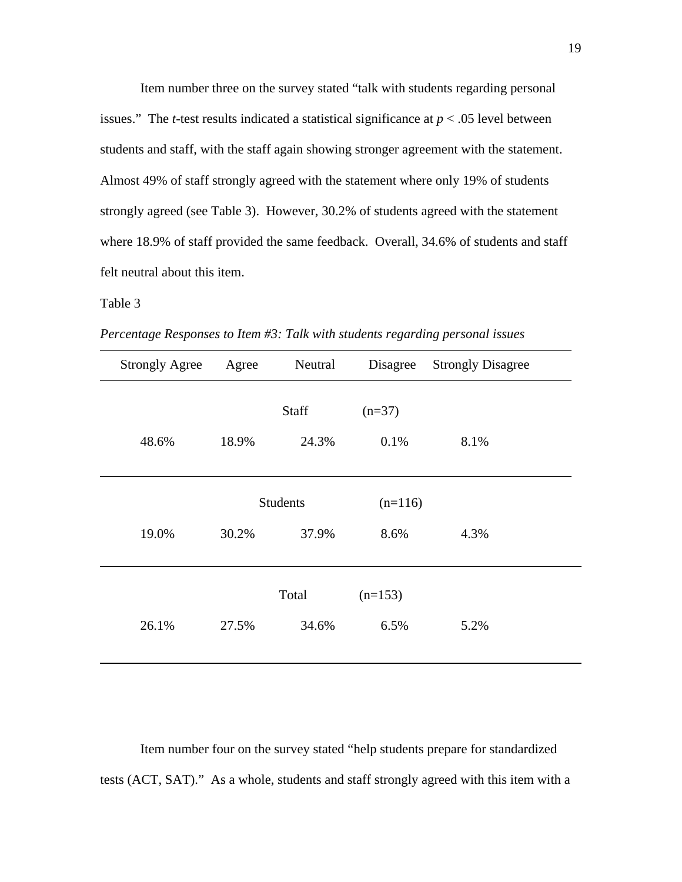Item number three on the survey stated "talk with students regarding personal issues." The *t*-test results indicated a statistical significance at $p < .05$ level between students and staff, with the staff again showing stronger agreement with the statement. Almost 49% of staff strongly agreed with the statement where only 19% of students strongly agreed (see Table 3). However, 30.2% of students agreed with the statement where 18.9% of staff provided the same feedback. Overall, 34.6% of students and staff felt neutral about this item.

Table 3

*Percentage Responses to Item #3: Talk with students regarding personal issues*

| Strongly Agree | Agree | Neutral | Disagree | Strongly Disagree |
|---|---|---|---|---|
| | | Staff (n=37) | | |
| 48.6% | 18.9% | 24.3% | 0.1% | 8.1% |
| | | Students (n=116) | | |
| 19.0% | 30.2% | 37.9% | 8.6% | 4.3% |
| | | Total (n=153) | | |
| 26.1% | 27.5% | 34.6% | 6.5% | 5.2% |

Item number four on the survey stated "help students prepare for standardized tests (ACT, SAT)." As a whole, students and staff strongly agreed with this item with a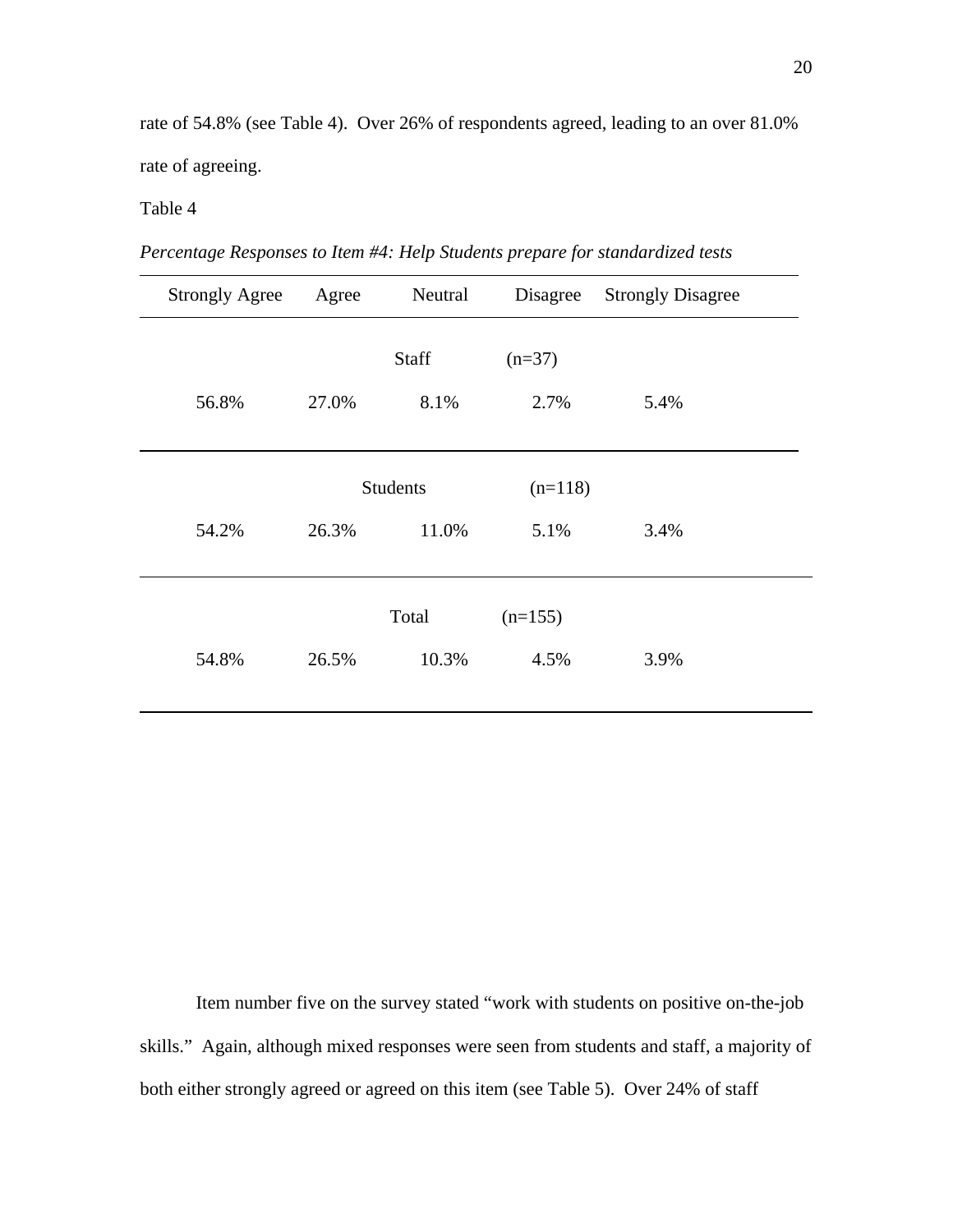rate of 54.8% (see Table 4). Over 26% of respondents agreed, leading to an over 81.0% rate of agreeing.

Table 4

*Percentage Responses to Item #4: Help Students prepare for standardized tests*

| Strongly Agree | Agree | Neutral | Disagree | Strongly Disagree |
|---|---|---|---|---|
| | | Staff (n=37) | | |
| 56.8% | 27.0% | 8.1% | 2.7% | 5.4% |
| | | Students (n=118) | | |
| 54.2% | 26.3% | 11.0% | 5.1% | 3.4% |
| | | Total (n=155) | | |
| 54.8% | 26.5% | 10.3% | 4.5% | 3.9% |

Item number five on the survey stated "work with students on positive on-the-job skills." Again, although mixed responses were seen from students and staff, a majority of both either strongly agreed or agreed on this item (see Table 5). Over 24% of staff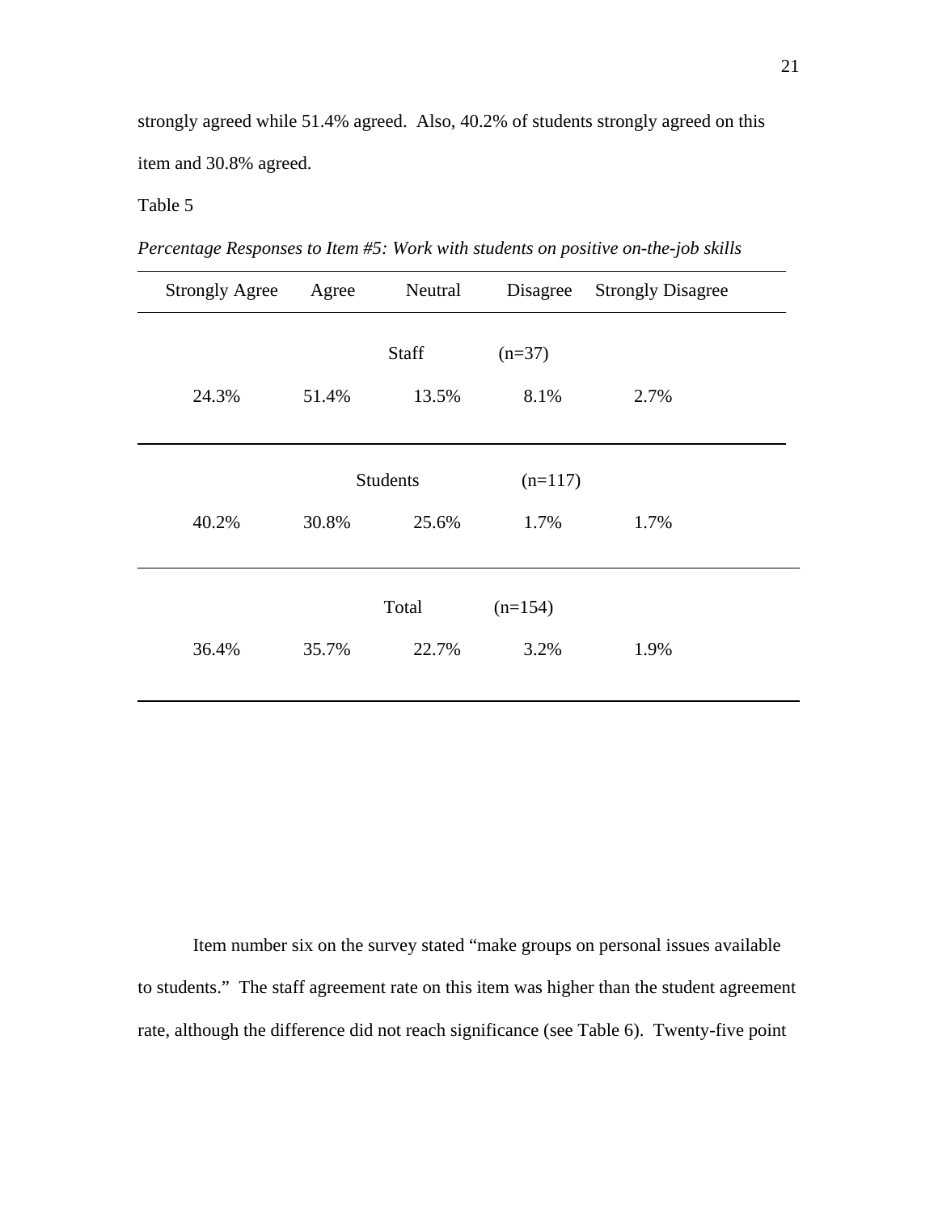strongly agreed while 51.4% agreed. Also, 40.2% of students strongly agreed on this item and 30.8% agreed.

Table 5

*Percentage Responses to Item #5: Work with students on positive on-the-job skills*

| Strongly Agree | Agree | Neutral | Disagree | Strongly Disagree |
|---|---|---|---|---|
| | | Staff (n=37) | | |
| 24.3% | 51.4% | 13.5% | 8.1% | 2.7% |
| | | Students (n=117) | | |
| 40.2% | 30.8% | 25.6% | 1.7% | 1.7% |
| | | Total (n=154) | | |
| 36.4% | 35.7% | 22.7% | 3.2% | 1.9% |

Item number six on the survey stated "make groups on personal issues available to students." The staff agreement rate on this item was higher than the student agreement rate, although the difference did not reach significance (see Table 6). Twenty-five point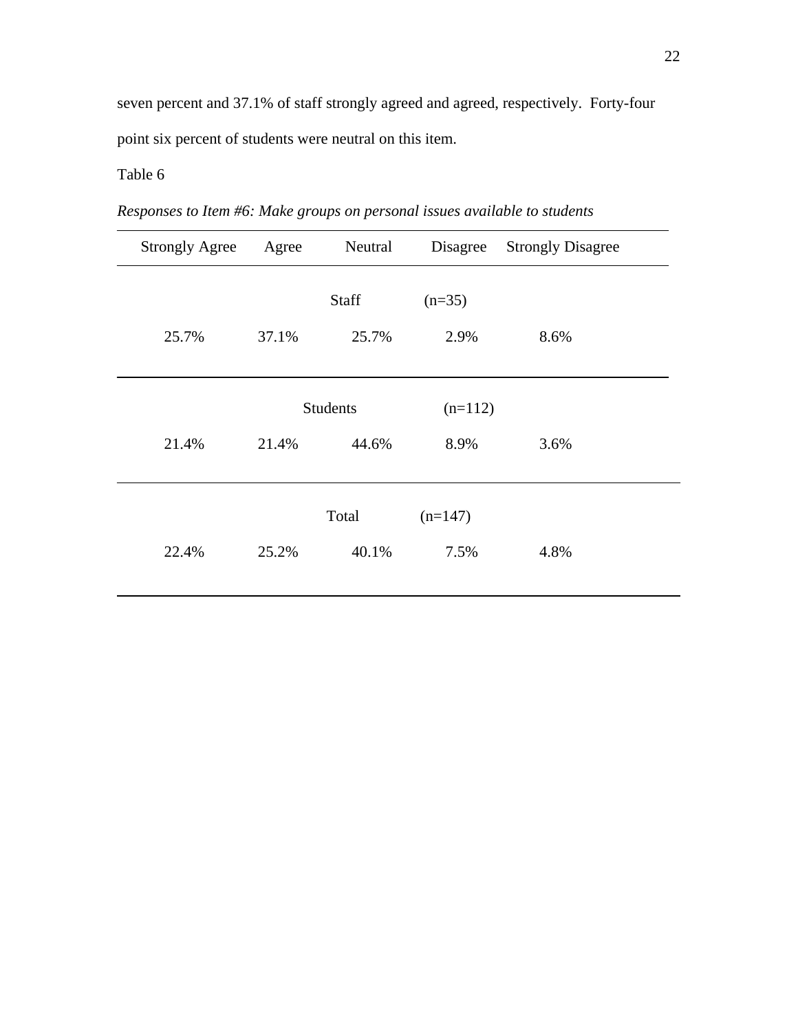seven percent and 37.1% of staff strongly agreed and agreed, respectively.  Forty-four point six percent of students were neutral on this item.

Table 6

*Responses to Item #6: Make groups on personal issues available to students*

| Strongly Agree | Agree | Neutral | Disagree | Strongly Disagree |
|---|---|---|---|---|
| | | Staff (n=35) | | |
| 25.7% | 37.1% | 25.7% | 2.9% | 8.6% |
| | | Students (n=112) | | |
| 21.4% | 21.4% | 44.6% | 8.9% | 3.6% |
| | | Total (n=147) | | |
| 22.4% | 25.2% | 40.1% | 7.5% | 4.8% |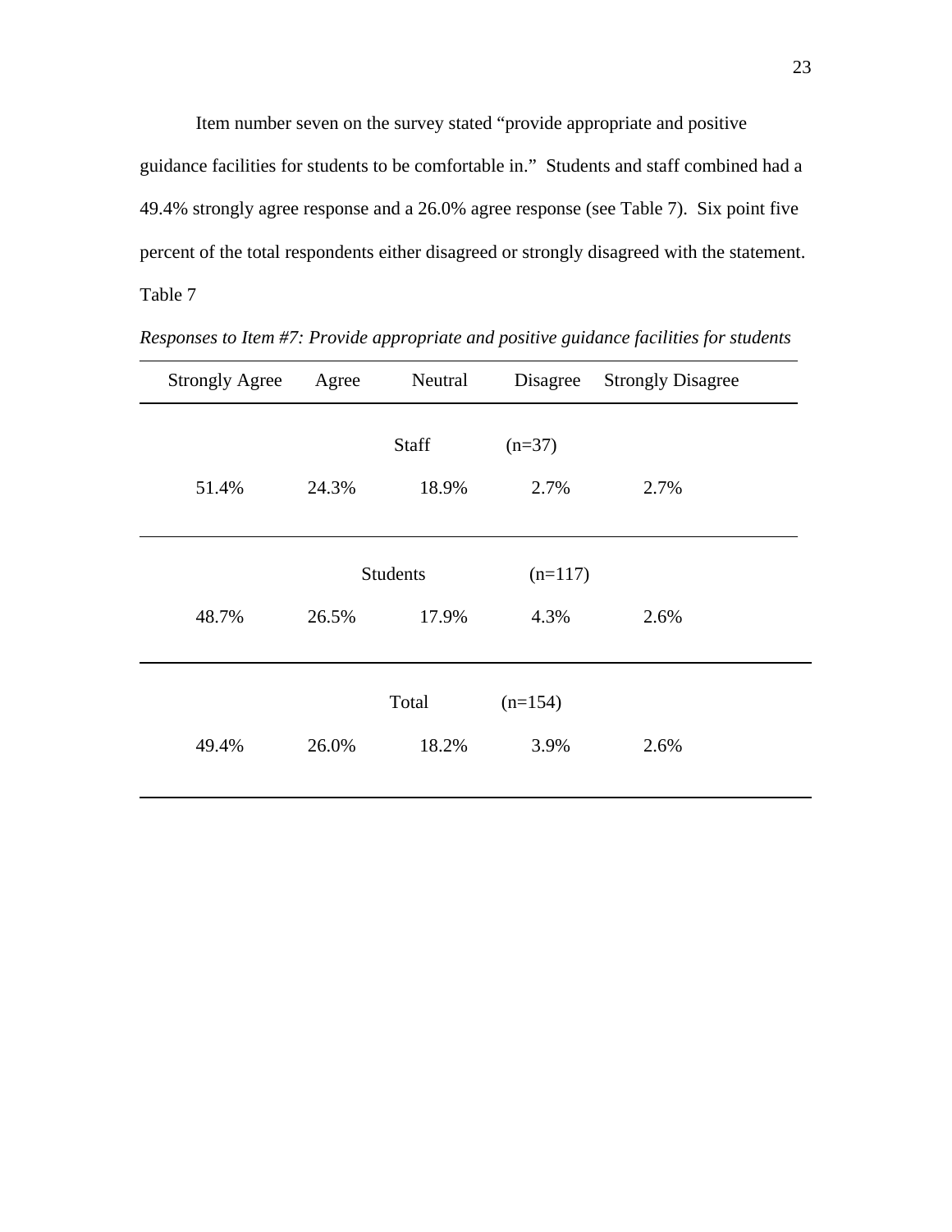Item number seven on the survey stated "provide appropriate and positive guidance facilities for students to be comfortable in." Students and staff combined had a 49.4% strongly agree response and a 26.0% agree response (see Table 7). Six point five percent of the total respondents either disagreed or strongly disagreed with the statement.

Table 7

*Responses to Item #7: Provide appropriate and positive guidance facilities for students*

| Strongly Agree | Agree | Neutral | Disagree | Strongly Disagree |
|---|---|---|---|---|
| | | Staff (n=37) | | |
| 51.4% | 24.3% | 18.9% | 2.7% | 2.7% |
| | | Students (n=117) | | |
| 48.7% | 26.5% | 17.9% | 4.3% | 2.6% |
| | | Total (n=154) | | |
| 49.4% | 26.0% | 18.2% | 3.9% | 2.6% |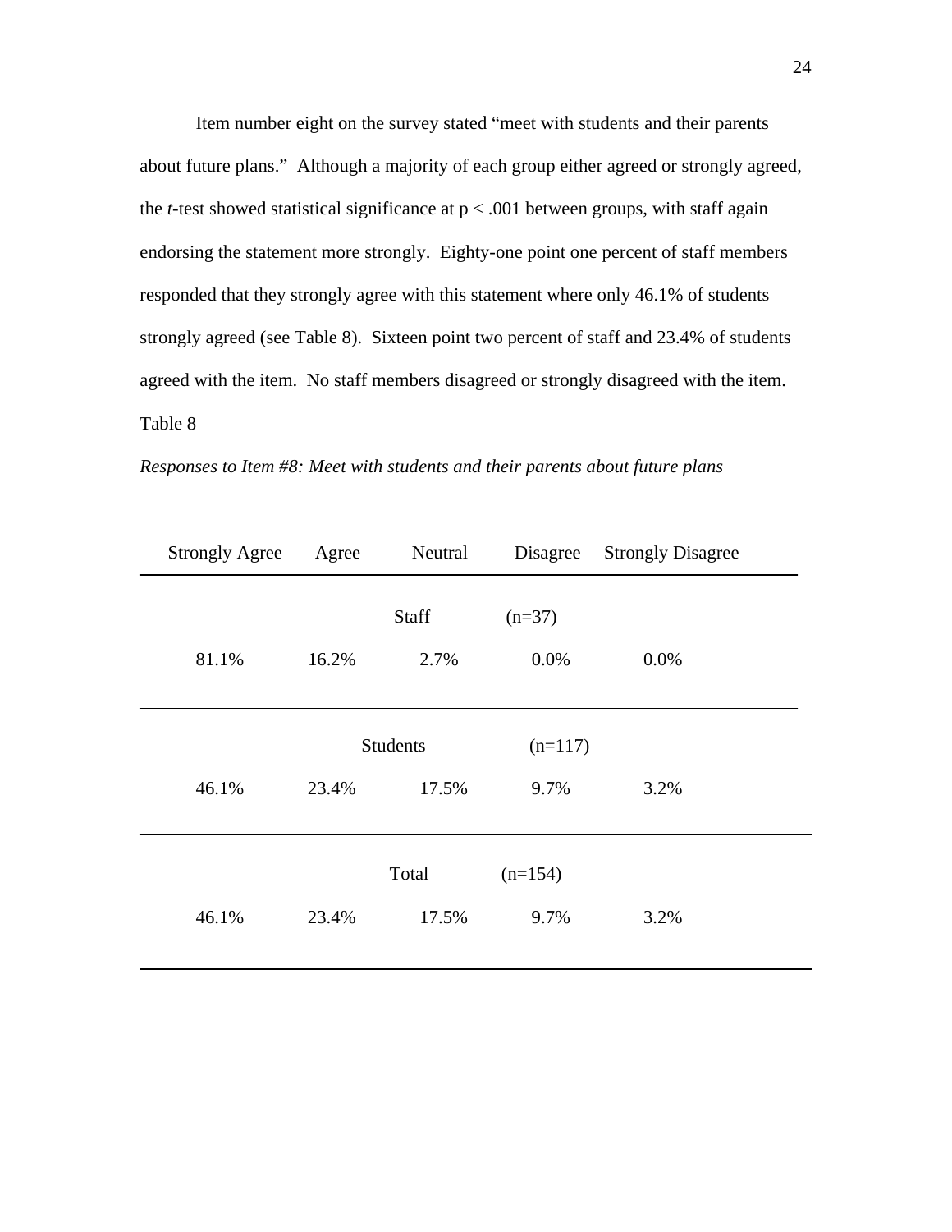Item number eight on the survey stated "meet with students and their parents about future plans." Although a majority of each group either agreed or strongly agreed, the *t*-test showed statistical significance at $p < .001$ between groups, with staff again endorsing the statement more strongly. Eighty-one point one percent of staff members responded that they strongly agree with this statement where only 46.1% of students strongly agreed (see Table 8). Sixteen point two percent of staff and 23.4% of students agreed with the item. No staff members disagreed or strongly disagreed with the item.

Table 8

*Responses to Item #8: Meet with students and their parents about future plans*

| Strongly Agree | Agree | Neutral | Disagree | Strongly Disagree |
|---|---|---|---|---|
| | | Staff (n=37) | | |
| 81.1% | 16.2% | 2.7% | 0.0% | 0.0% |
| | | Students (n=117) | | |
| 46.1% | 23.4% | 17.5% | 9.7% | 3.2% |
| | | Total (n=154) | | |
| 46.1% | 23.4% | 17.5% | 9.7% | 3.2% |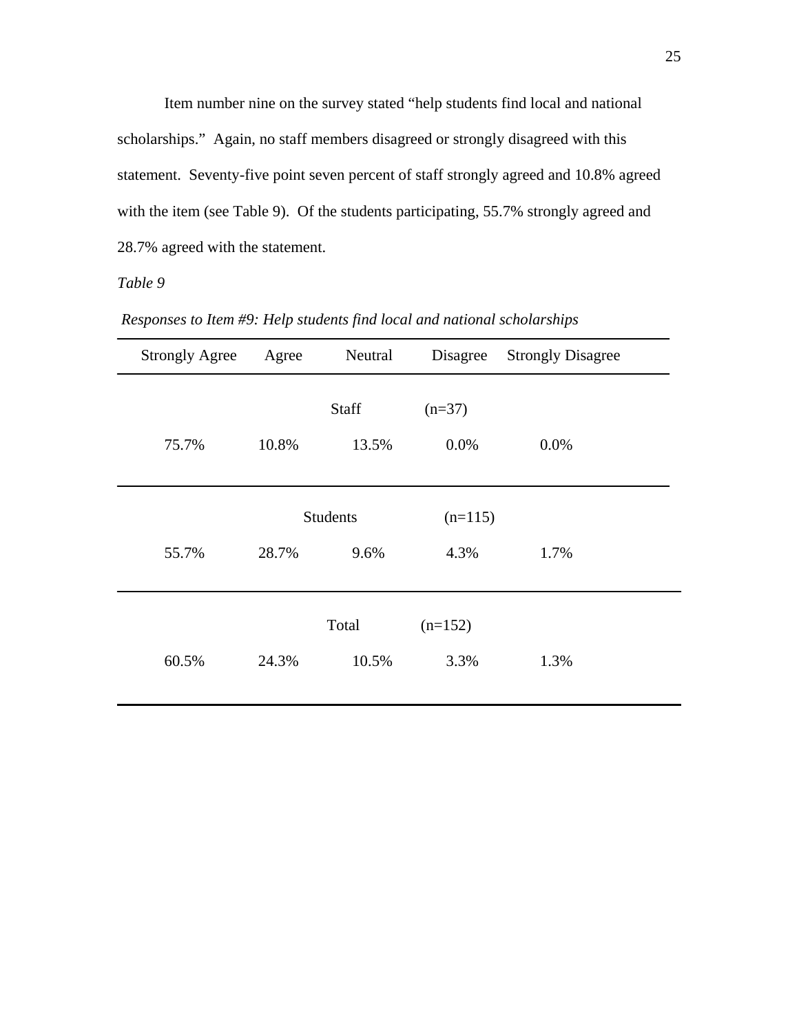Item number nine on the survey stated "help students find local and national scholarships." Again, no staff members disagreed or strongly disagreed with this statement. Seventy-five point seven percent of staff strongly agreed and 10.8% agreed with the item (see Table 9). Of the students participating, 55.7% strongly agreed and 28.7% agreed with the statement.

*Table 9*

*Responses to Item #9: Help students find local and national scholarships*

| Strongly Agree | Agree | Neutral | Disagree | Strongly Disagree |
|---|---|---|---|---|
| | | Staff (n=37) | | |
| 75.7% | 10.8% | 13.5% | 0.0% | 0.0% |
| | | Students (n=115) | | |
| 55.7% | 28.7% | 9.6% | 4.3% | 1.7% |
| | | Total (n=152) | | |
| 60.5% | 24.3% | 10.5% | 3.3% | 1.3% |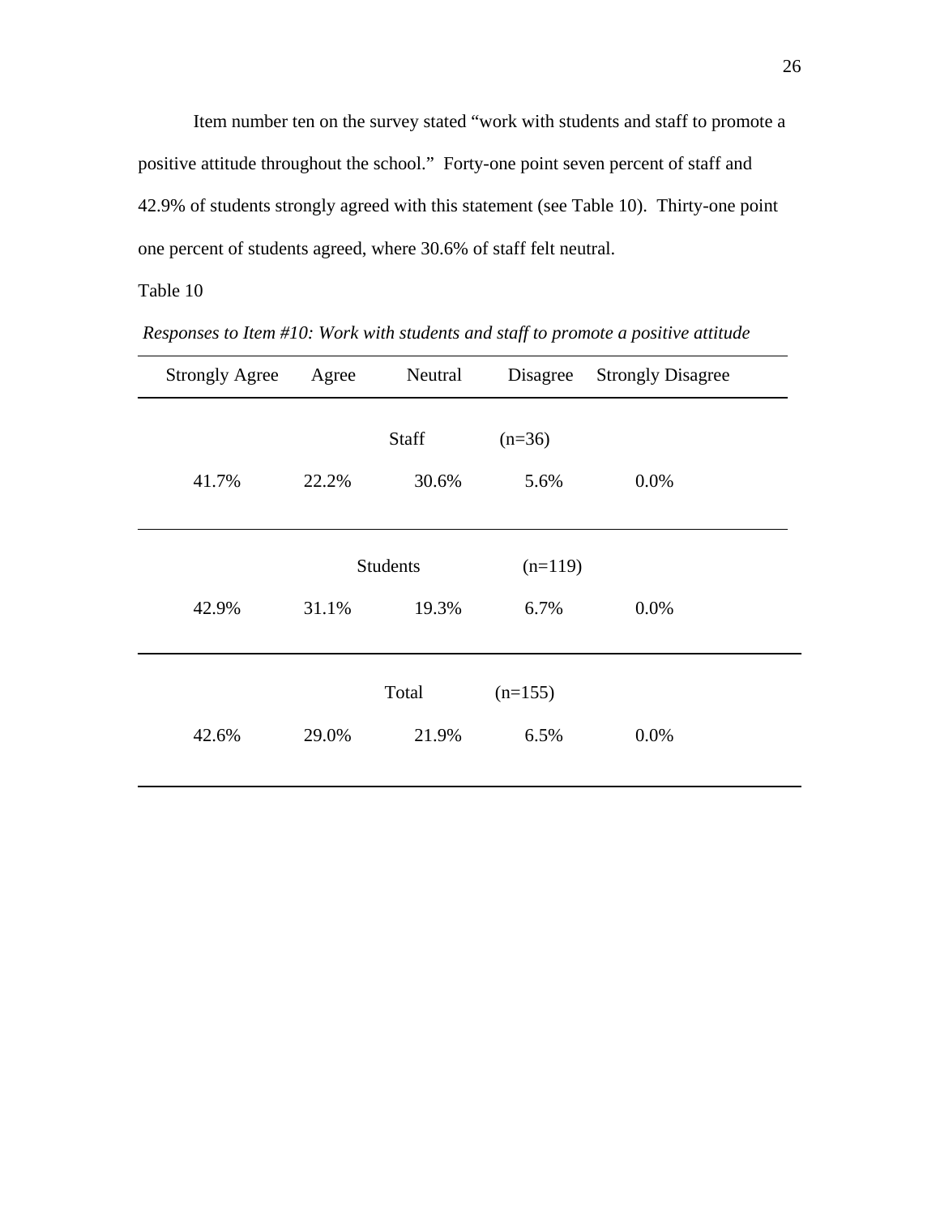Item number ten on the survey stated "work with students and staff to promote a positive attitude throughout the school." Forty-one point seven percent of staff and 42.9% of students strongly agreed with this statement (see Table 10). Thirty-one point one percent of students agreed, where 30.6% of staff felt neutral.

Table 10

*Responses to Item #10: Work with students and staff to promote a positive attitude*

| Strongly Agree | Agree | Neutral | Disagree | Strongly Disagree |
|---|---|---|---|---|
| | | Staff (n=36) | | |
| 41.7% | 22.2% | 30.6% | 5.6% | 0.0% |
| | | Students (n=119) | | |
| 42.9% | 31.1% | 19.3% | 6.7% | 0.0% |
| | | Total (n=155) | | |
| 42.6% | 29.0% | 21.9% | 6.5% | 0.0% |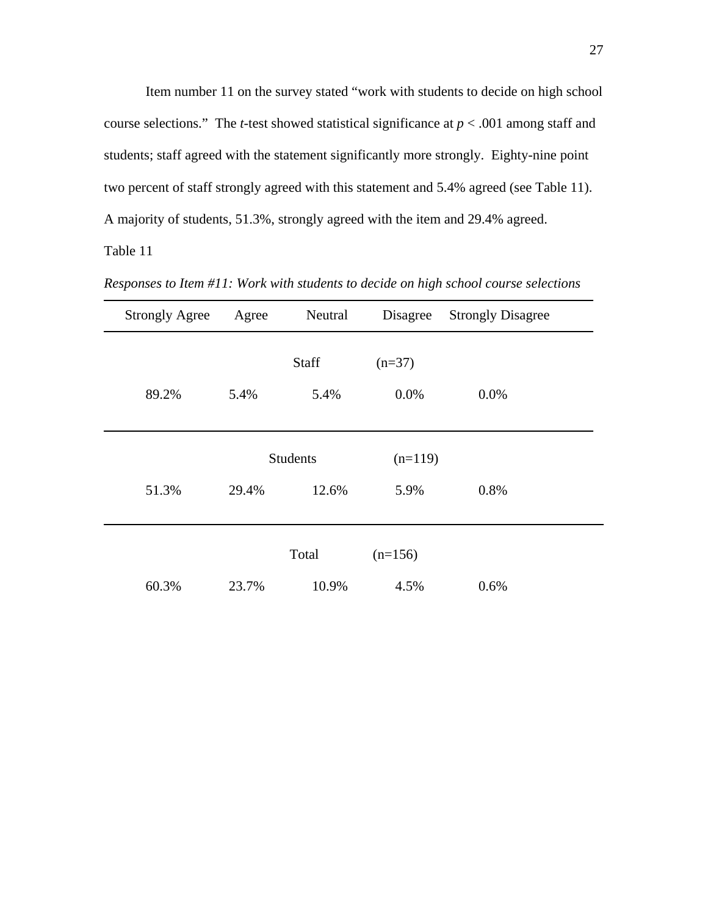Item number 11 on the survey stated "work with students to decide on high school course selections." The *t*-test showed statistical significance at $p < .001$ among staff and students; staff agreed with the statement significantly more strongly. Eighty-nine point two percent of staff strongly agreed with this statement and 5.4% agreed (see Table 11). A majority of students, 51.3%, strongly agreed with the item and 29.4% agreed.

Table 11

*Responses to Item #11: Work with students to decide on high school course selections*

| Strongly Agree | Agree | Neutral | Disagree | Strongly Disagree |
|---|---|---|---|---|
| | | Staff (n=37) | | |
| 89.2% | 5.4% | 5.4% | 0.0% | 0.0% |
| | | Students (n=119) | | |
| 51.3% | 29.4% | 12.6% | 5.9% | 0.8% |
| | | Total (n=156) | | |
| 60.3% | 23.7% | 10.9% | 4.5% | 0.6% |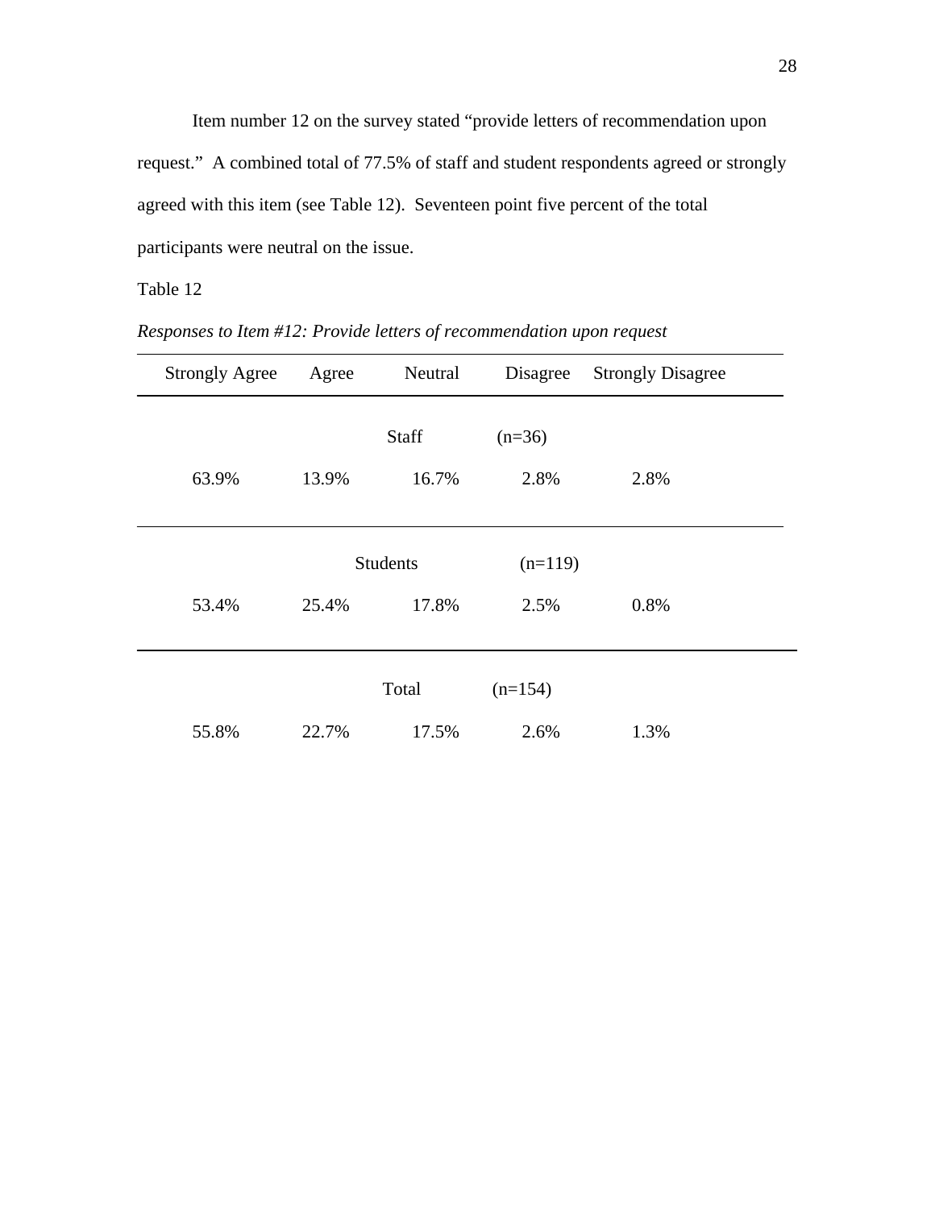Item number 12 on the survey stated “provide letters of recommendation upon request.” A combined total of 77.5% of staff and student respondents agreed or strongly agreed with this item (see Table 12). Seventeen point five percent of the total participants were neutral on the issue.

Table 12

*Responses to Item #12: Provide letters of recommendation upon request*

| Strongly Agree | Agree | Neutral | Disagree | Strongly Disagree |
|---|---|---|---|---|
| | | Staff (n=36) | | |
| 63.9% | 13.9% | 16.7% | 2.8% | 2.8% |
| | | Students (n=119) | | |
| 53.4% | 25.4% | 17.8% | 2.5% | 0.8% |
| | | Total (n=154) | | |
| 55.8% | 22.7% | 17.5% | 2.6% | 1.3% |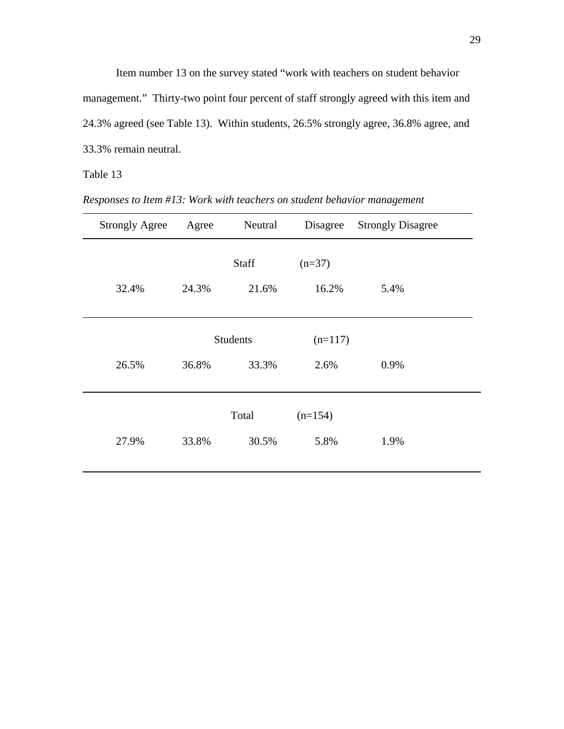Item number 13 on the survey stated "work with teachers on student behavior management." Thirty-two point four percent of staff strongly agreed with this item and 24.3% agreed (see Table 13). Within students, 26.5% strongly agree, 36.8% agree, and 33.3% remain neutral.

Table 13

*Responses to Item #13: Work with teachers on student behavior management*

| Strongly Agree | Agree | Neutral | Disagree | Strongly Disagree |
|---|---|---|---|---|
| | | Staff (n=37) | | |
| 32.4% | 24.3% | 21.6% | 16.2% | 5.4% |
| | | Students (n=117) | | |
| 26.5% | 36.8% | 33.3% | 2.6% | 0.9% |
| | | Total (n=154) | | |
| 27.9% | 33.8% | 30.5% | 5.8% | 1.9% |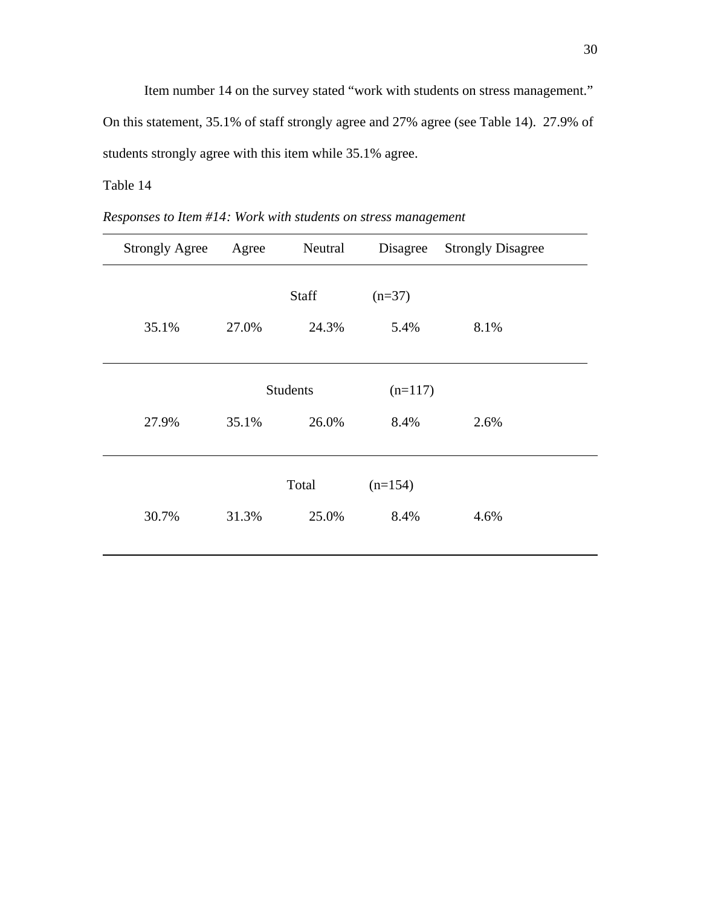Item number 14 on the survey stated "work with students on stress management." On this statement, 35.1% of staff strongly agree and 27% agree (see Table 14). 27.9% of students strongly agree with this item while 35.1% agree.

Table 14

*Responses to Item #14: Work with students on stress management*

| Strongly Agree | Agree | Neutral | Disagree | Strongly Disagree |
|---|---|---|---|---|
| | | Staff (n=37) | | |
| 35.1% | 27.0% | 24.3% | 5.4% | 8.1% |
| | | Students (n=117) | | |
| 27.9% | 35.1% | 26.0% | 8.4% | 2.6% |
| | | Total (n=154) | | |
| 30.7% | 31.3% | 25.0% | 8.4% | 4.6% |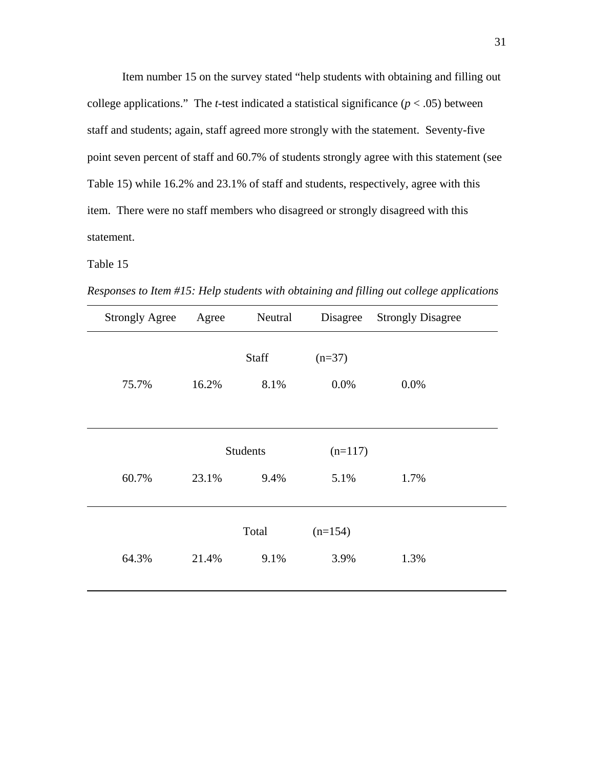Item number 15 on the survey stated "help students with obtaining and filling out college applications." The *t*-test indicated a statistical significance ($p < .05$) between staff and students; again, staff agreed more strongly with the statement. Seventy-five point seven percent of staff and 60.7% of students strongly agree with this statement (see Table 15) while 16.2% and 23.1% of staff and students, respectively, agree with this item. There were no staff members who disagreed or strongly disagreed with this statement.

Table 15

*Responses to Item #15: Help students with obtaining and filling out college applications*

| Strongly Agree | Agree | Neutral | Disagree | Strongly Disagree |
|---|---|---|---|---|
| | | Staff (n=37) | | |
| 75.7% | 16.2% | 8.1% | 0.0% | 0.0% |
| | | Students (n=117) | | |
| 60.7% | 23.1% | 9.4% | 5.1% | 1.7% |
| | | Total (n=154) | | |
| 64.3% | 21.4% | 9.1% | 3.9% | 1.3% |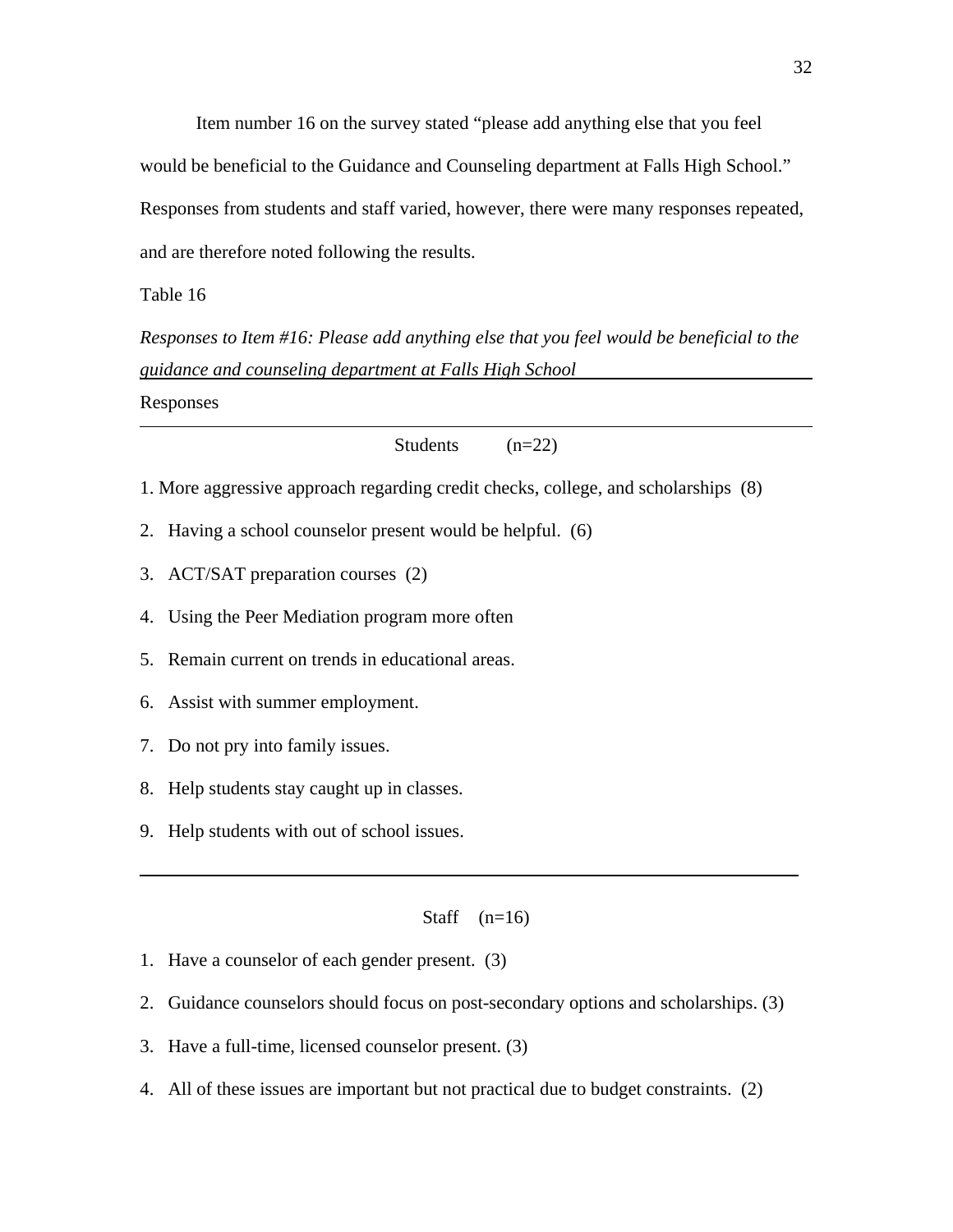Item number 16 on the survey stated "please add anything else that you feel would be beneficial to the Guidance and Counseling department at Falls High School." Responses from students and staff varied, however, there were many responses repeated, and are therefore noted following the results.

Table 16

*Responses to Item #16: Please add anything else that you feel would be beneficial to the guidance and counseling department at Falls High School*

Responses

Students (n=22)

1. More aggressive approach regarding credit checks, college, and scholarships (8)
2. Having a school counselor present would be helpful. (6)
3. ACT/SAT preparation courses (2)
4. Using the Peer Mediation program more often
5. Remain current on trends in educational areas.
6. Assist with summer employment.
7. Do not pry into family issues.
8. Help students stay caught up in classes.
9. Help students with out of school issues.

---

Staff (n=16)

1. Have a counselor of each gender present. (3)
2. Guidance counselors should focus on post-secondary options and scholarships. (3)
3. Have a full-time, licensed counselor present. (3)
4. All of these issues are important but not practical due to budget constraints. (2)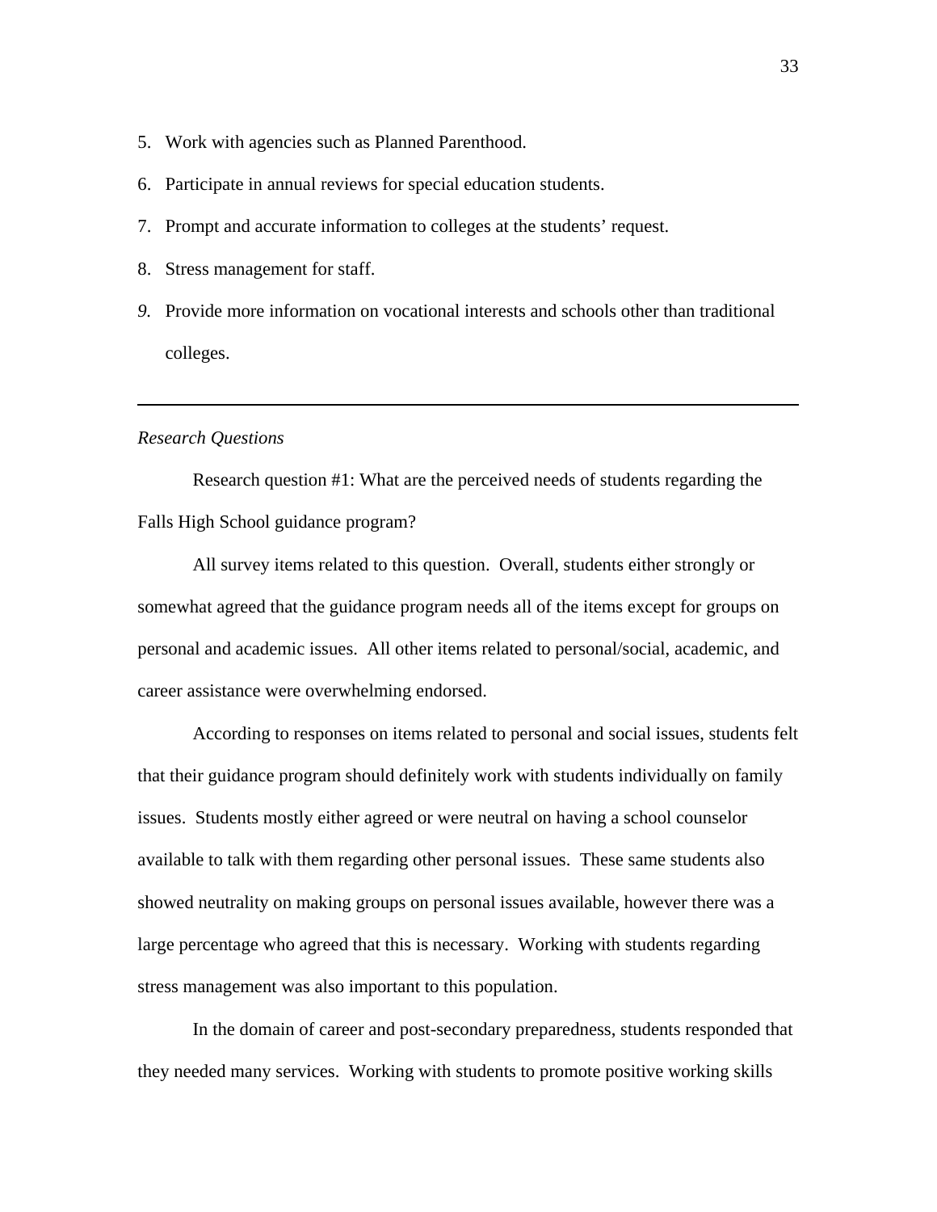5. Work with agencies such as Planned Parenthood.
6. Participate in annual reviews for special education students.
7. Prompt and accurate information to colleges at the students' request.
8. Stress management for staff.
9. Provide more information on vocational interests and schools other than traditional colleges.

---

*Research Questions*

Research question #1: What are the perceived needs of students regarding the Falls High School guidance program?

All survey items related to this question. Overall, students either strongly or somewhat agreed that the guidance program needs all of the items except for groups on personal and academic issues. All other items related to personal/social, academic, and career assistance were overwhelming endorsed.

According to responses on items related to personal and social issues, students felt that their guidance program should definitely work with students individually on family issues. Students mostly either agreed or were neutral on having a school counselor available to talk with them regarding other personal issues. These same students also showed neutrality on making groups on personal issues available, however there was a large percentage who agreed that this is necessary. Working with students regarding stress management was also important to this population.

In the domain of career and post-secondary preparedness, students responded that they needed many services. Working with students to promote positive working skills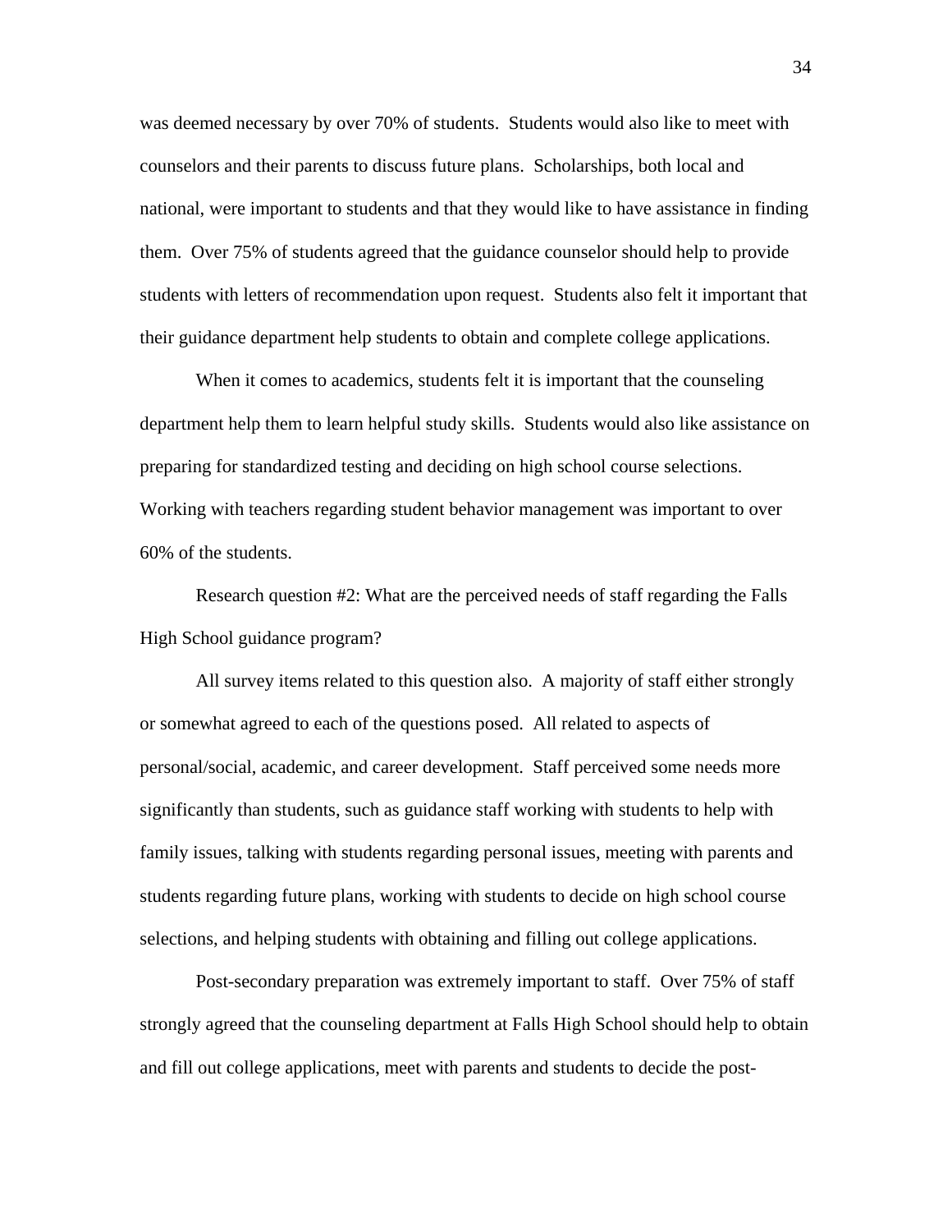was deemed necessary by over 70% of students. Students would also like to meet with counselors and their parents to discuss future plans. Scholarships, both local and national, were important to students and that they would like to have assistance in finding them. Over 75% of students agreed that the guidance counselor should help to provide students with letters of recommendation upon request. Students also felt it important that their guidance department help students to obtain and complete college applications.

When it comes to academics, students felt it is important that the counseling department help them to learn helpful study skills. Students would also like assistance on preparing for standardized testing and deciding on high school course selections. Working with teachers regarding student behavior management was important to over 60% of the students.

Research question #2: What are the perceived needs of staff regarding the Falls High School guidance program?

All survey items related to this question also. A majority of staff either strongly or somewhat agreed to each of the questions posed. All related to aspects of personal/social, academic, and career development. Staff perceived some needs more significantly than students, such as guidance staff working with students to help with family issues, talking with students regarding personal issues, meeting with parents and students regarding future plans, working with students to decide on high school course selections, and helping students with obtaining and filling out college applications.

Post-secondary preparation was extremely important to staff. Over 75% of staff strongly agreed that the counseling department at Falls High School should help to obtain and fill out college applications, meet with parents and students to decide the post-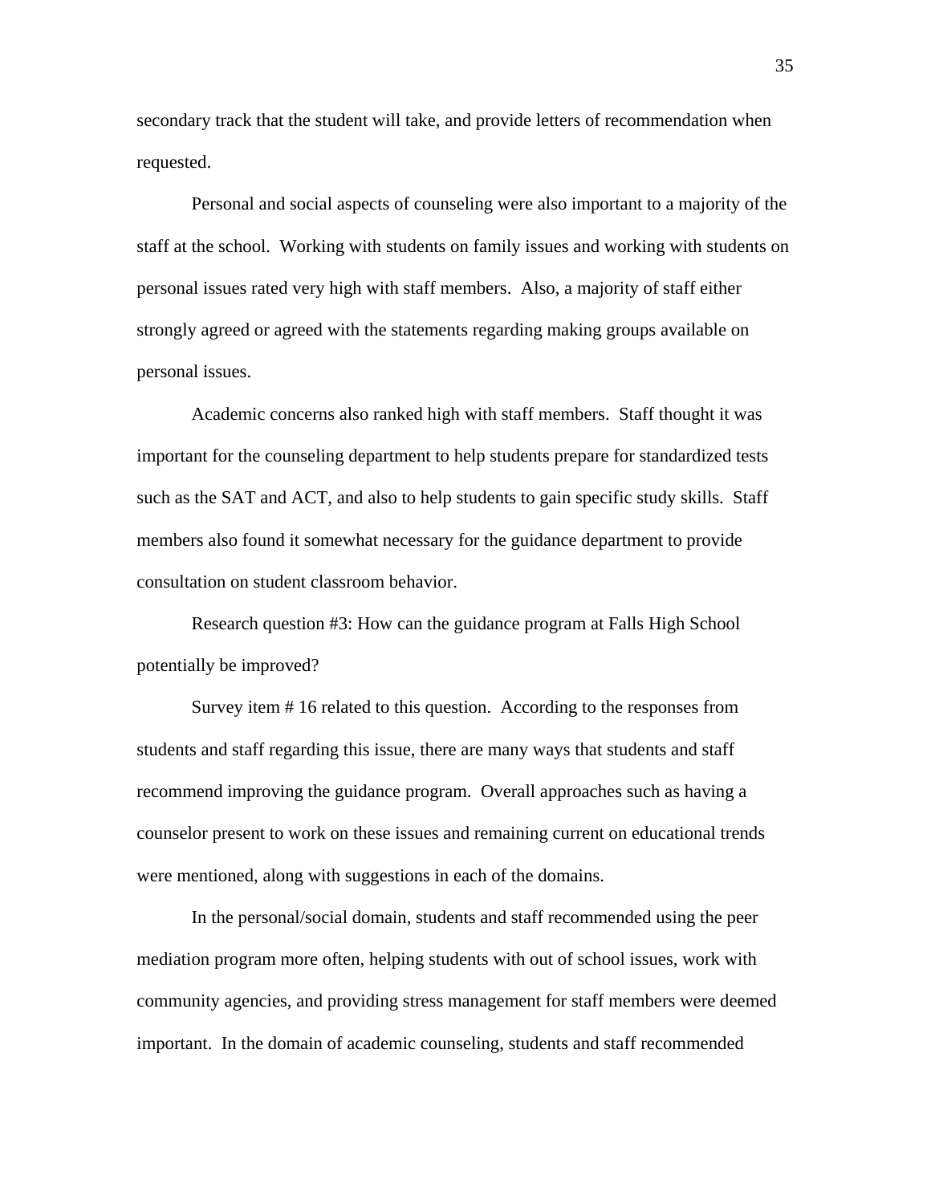secondary track that the student will take, and provide letters of recommendation when requested.

Personal and social aspects of counseling were also important to a majority of the staff at the school. Working with students on family issues and working with students on personal issues rated very high with staff members. Also, a majority of staff either strongly agreed or agreed with the statements regarding making groups available on personal issues.

Academic concerns also ranked high with staff members. Staff thought it was important for the counseling department to help students prepare for standardized tests such as the SAT and ACT, and also to help students to gain specific study skills. Staff members also found it somewhat necessary for the guidance department to provide consultation on student classroom behavior.

Research question #3: How can the guidance program at Falls High School potentially be improved?

Survey item # 16 related to this question. According to the responses from students and staff regarding this issue, there are many ways that students and staff recommend improving the guidance program. Overall approaches such as having a counselor present to work on these issues and remaining current on educational trends were mentioned, along with suggestions in each of the domains.

In the personal/social domain, students and staff recommended using the peer mediation program more often, helping students with out of school issues, work with community agencies, and providing stress management for staff members were deemed important. In the domain of academic counseling, students and staff recommended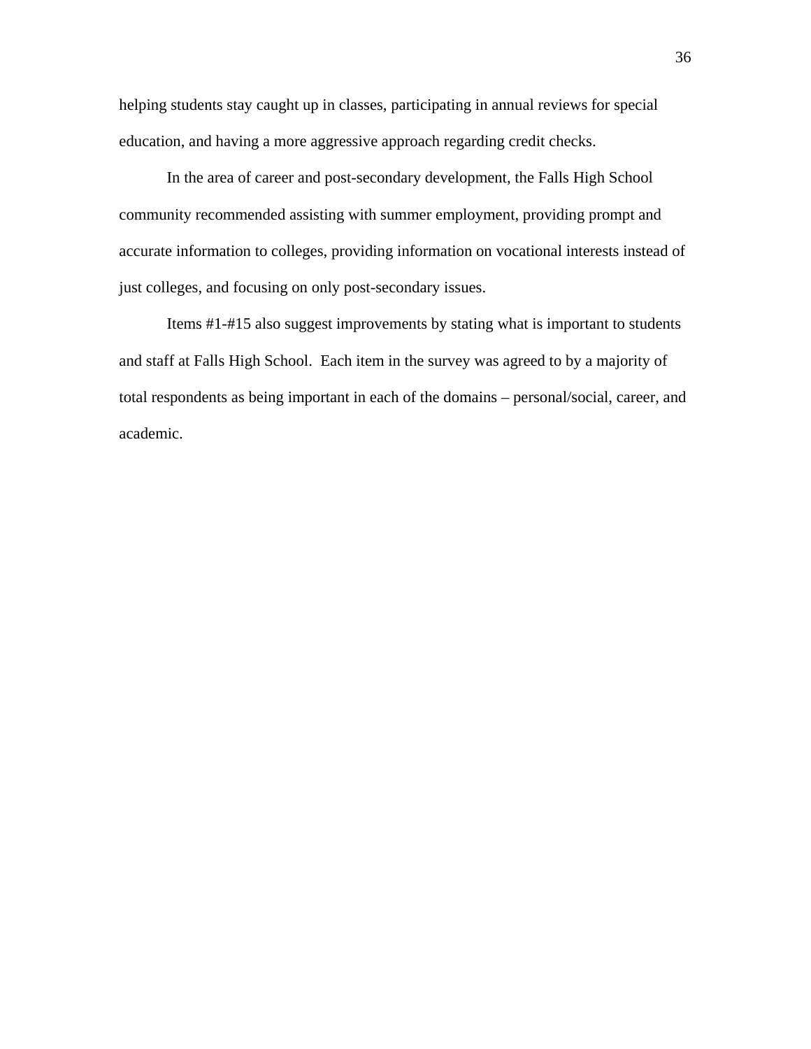helping students stay caught up in classes, participating in annual reviews for special education, and having a more aggressive approach regarding credit checks.

In the area of career and post-secondary development, the Falls High School community recommended assisting with summer employment, providing prompt and accurate information to colleges, providing information on vocational interests instead of just colleges, and focusing on only post-secondary issues.

Items #1-#15 also suggest improvements by stating what is important to students and staff at Falls High School. Each item in the survey was agreed to by a majority of total respondents as being important in each of the domains – personal/social, career, and academic.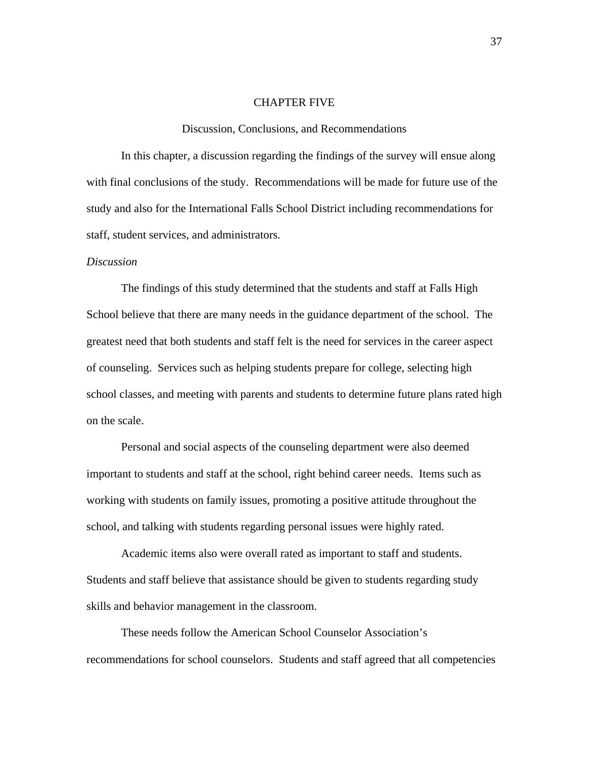# CHAPTER FIVE

## Discussion, Conclusions, and Recommendations

In this chapter, a discussion regarding the findings of the survey will ensue along with final conclusions of the study. Recommendations will be made for future use of the study and also for the International Falls School District including recommendations for staff, student services, and administrators.

### *Discussion*

The findings of this study determined that the students and staff at Falls High School believe that there are many needs in the guidance department of the school. The greatest need that both students and staff felt is the need for services in the career aspect of counseling. Services such as helping students prepare for college, selecting high school classes, and meeting with parents and students to determine future plans rated high on the scale.

Personal and social aspects of the counseling department were also deemed important to students and staff at the school, right behind career needs. Items such as working with students on family issues, promoting a positive attitude throughout the school, and talking with students regarding personal issues were highly rated.

Academic items also were overall rated as important to staff and students. Students and staff believe that assistance should be given to students regarding study skills and behavior management in the classroom.

These needs follow the American School Counselor Association's recommendations for school counselors. Students and staff agreed that all competencies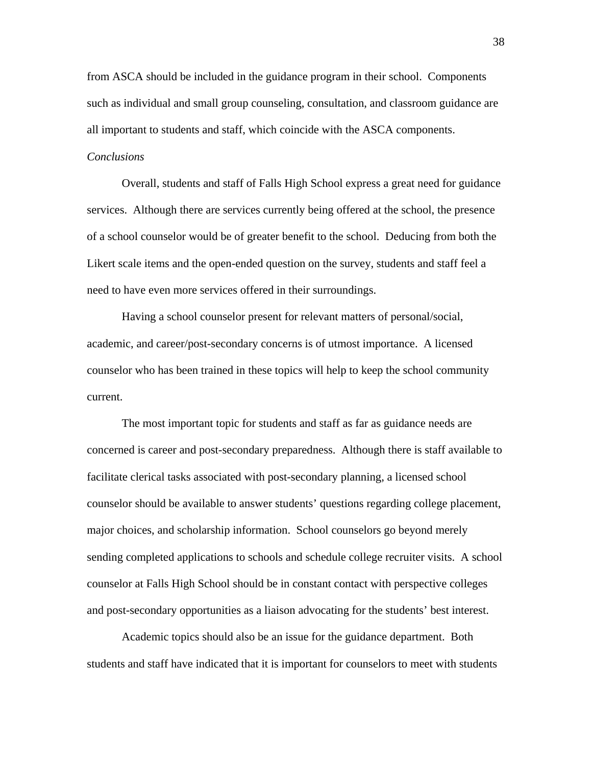from ASCA should be included in the guidance program in their school. Components such as individual and small group counseling, consultation, and classroom guidance are all important to students and staff, which coincide with the ASCA components.

*Conclusions*

Overall, students and staff of Falls High School express a great need for guidance services. Although there are services currently being offered at the school, the presence of a school counselor would be of greater benefit to the school. Deducing from both the Likert scale items and the open-ended question on the survey, students and staff feel a need to have even more services offered in their surroundings.

Having a school counselor present for relevant matters of personal/social, academic, and career/post-secondary concerns is of utmost importance. A licensed counselor who has been trained in these topics will help to keep the school community current.

The most important topic for students and staff as far as guidance needs are concerned is career and post-secondary preparedness. Although there is staff available to facilitate clerical tasks associated with post-secondary planning, a licensed school counselor should be available to answer students' questions regarding college placement, major choices, and scholarship information. School counselors go beyond merely sending completed applications to schools and schedule college recruiter visits. A school counselor at Falls High School should be in constant contact with perspective colleges and post-secondary opportunities as a liaison advocating for the students' best interest.

Academic topics should also be an issue for the guidance department. Both students and staff have indicated that it is important for counselors to meet with students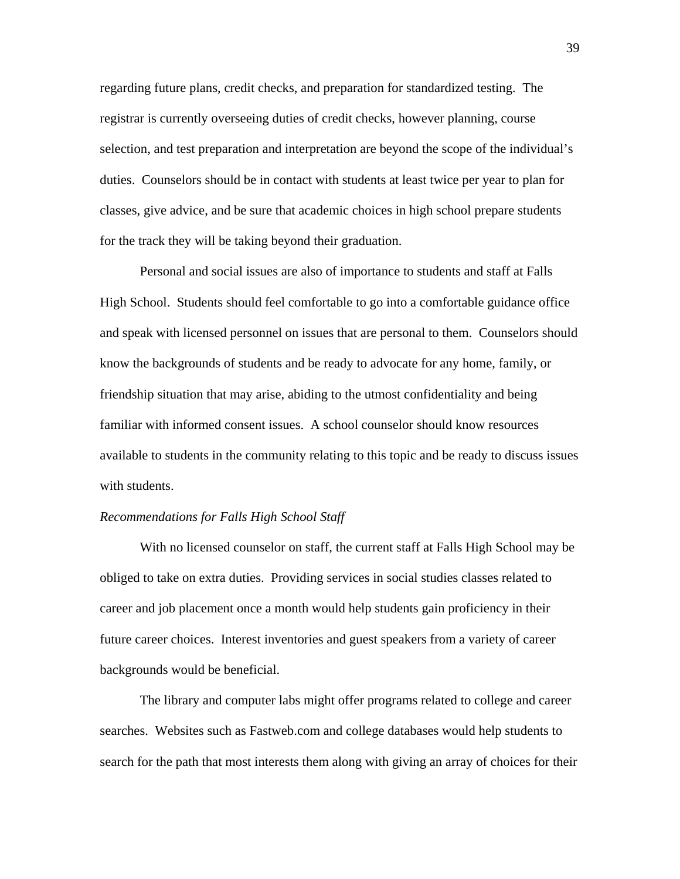regarding future plans, credit checks, and preparation for standardized testing. The registrar is currently overseeing duties of credit checks, however planning, course selection, and test preparation and interpretation are beyond the scope of the individual's duties. Counselors should be in contact with students at least twice per year to plan for classes, give advice, and be sure that academic choices in high school prepare students for the track they will be taking beyond their graduation.

Personal and social issues are also of importance to students and staff at Falls High School. Students should feel comfortable to go into a comfortable guidance office and speak with licensed personnel on issues that are personal to them. Counselors should know the backgrounds of students and be ready to advocate for any home, family, or friendship situation that may arise, abiding to the utmost confidentiality and being familiar with informed consent issues. A school counselor should know resources available to students in the community relating to this topic and be ready to discuss issues with students.

*Recommendations for Falls High School Staff*

With no licensed counselor on staff, the current staff at Falls High School may be obliged to take on extra duties. Providing services in social studies classes related to career and job placement once a month would help students gain proficiency in their future career choices. Interest inventories and guest speakers from a variety of career backgrounds would be beneficial.

The library and computer labs might offer programs related to college and career searches. Websites such as Fastweb.com and college databases would help students to search for the path that most interests them along with giving an array of choices for their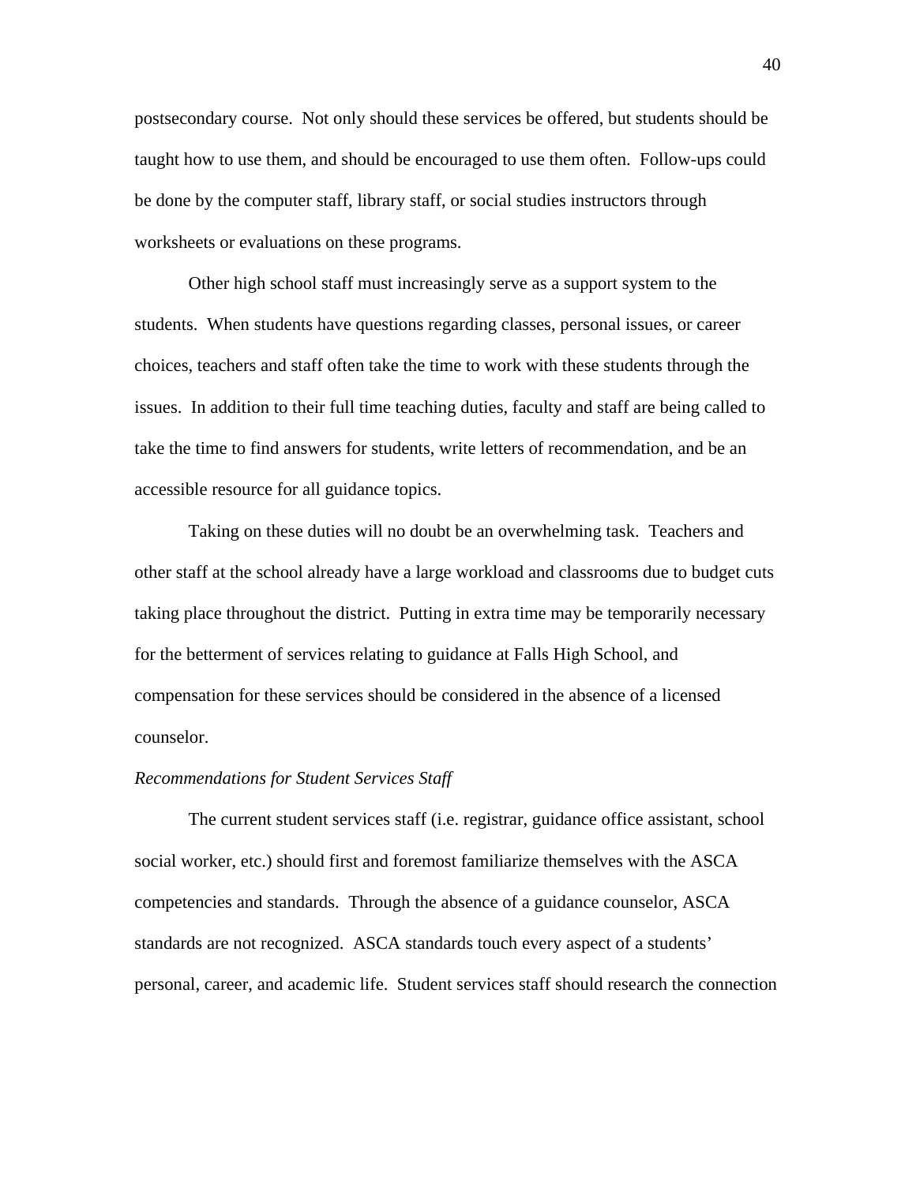postsecondary course. Not only should these services be offered, but students should be taught how to use them, and should be encouraged to use them often. Follow-ups could be done by the computer staff, library staff, or social studies instructors through worksheets or evaluations on these programs.

Other high school staff must increasingly serve as a support system to the students. When students have questions regarding classes, personal issues, or career choices, teachers and staff often take the time to work with these students through the issues. In addition to their full time teaching duties, faculty and staff are being called to take the time to find answers for students, write letters of recommendation, and be an accessible resource for all guidance topics.

Taking on these duties will no doubt be an overwhelming task. Teachers and other staff at the school already have a large workload and classrooms due to budget cuts taking place throughout the district. Putting in extra time may be temporarily necessary for the betterment of services relating to guidance at Falls High School, and compensation for these services should be considered in the absence of a licensed counselor.

*Recommendations for Student Services Staff*

The current student services staff (i.e. registrar, guidance office assistant, school social worker, etc.) should first and foremost familiarize themselves with the ASCA competencies and standards. Through the absence of a guidance counselor, ASCA standards are not recognized. ASCA standards touch every aspect of a students' personal, career, and academic life. Student services staff should research the connection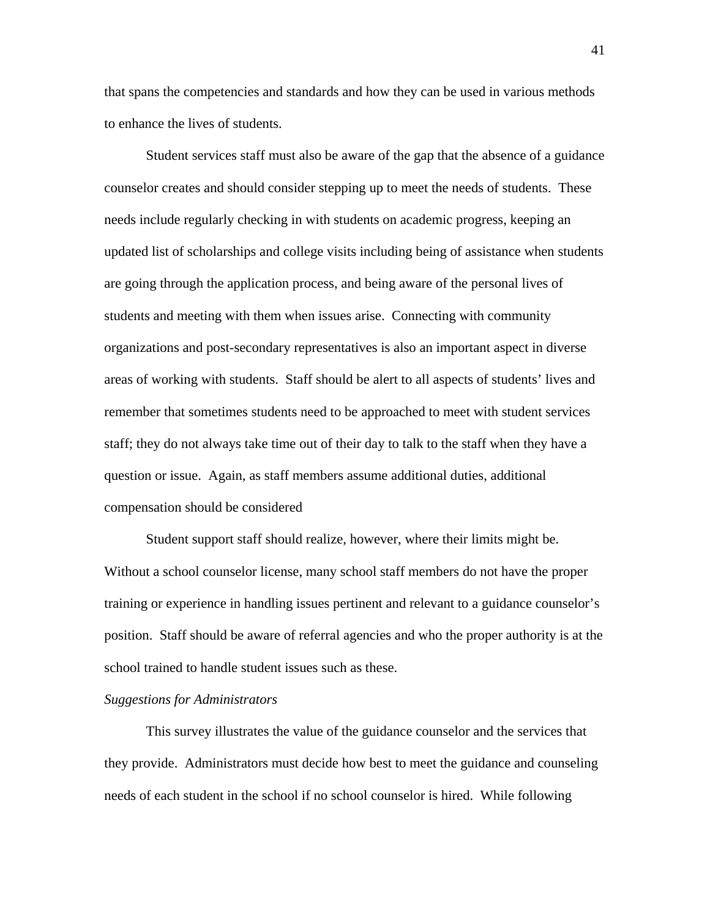that spans the competencies and standards and how they can be used in various methods to enhance the lives of students.

Student services staff must also be aware of the gap that the absence of a guidance counselor creates and should consider stepping up to meet the needs of students. These needs include regularly checking in with students on academic progress, keeping an updated list of scholarships and college visits including being of assistance when students are going through the application process, and being aware of the personal lives of students and meeting with them when issues arise. Connecting with community organizations and post-secondary representatives is also an important aspect in diverse areas of working with students. Staff should be alert to all aspects of students' lives and remember that sometimes students need to be approached to meet with student services staff; they do not always take time out of their day to talk to the staff when they have a question or issue. Again, as staff members assume additional duties, additional compensation should be considered

Student support staff should realize, however, where their limits might be. Without a school counselor license, many school staff members do not have the proper training or experience in handling issues pertinent and relevant to a guidance counselor's position. Staff should be aware of referral agencies and who the proper authority is at the school trained to handle student issues such as these.

*Suggestions for Administrators*

This survey illustrates the value of the guidance counselor and the services that they provide. Administrators must decide how best to meet the guidance and counseling needs of each student in the school if no school counselor is hired. While following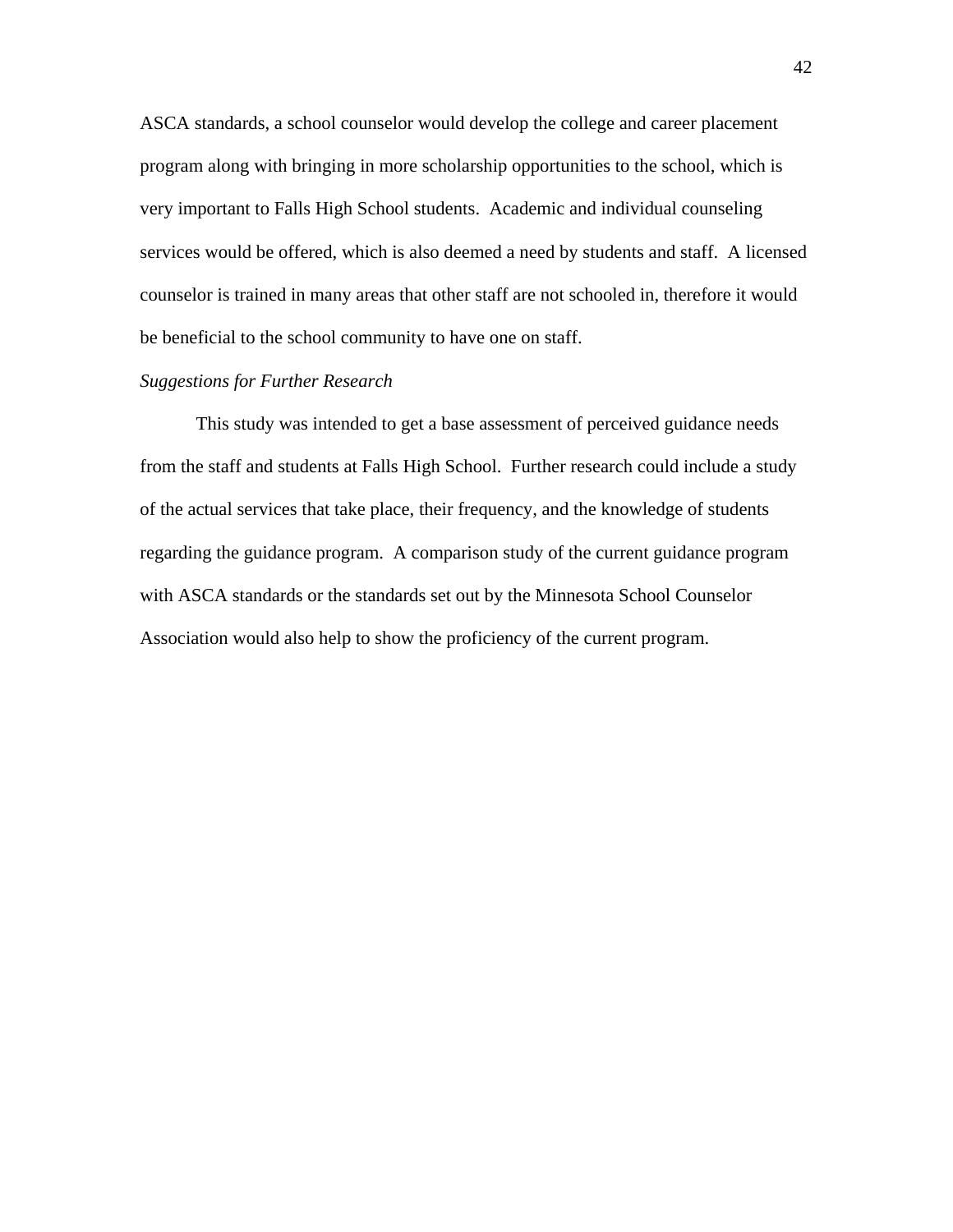ASCA standards, a school counselor would develop the college and career placement program along with bringing in more scholarship opportunities to the school, which is very important to Falls High School students. Academic and individual counseling services would be offered, which is also deemed a need by students and staff. A licensed counselor is trained in many areas that other staff are not schooled in, therefore it would be beneficial to the school community to have one on staff.

### *Suggestions for Further Research*

This study was intended to get a base assessment of perceived guidance needs from the staff and students at Falls High School. Further research could include a study of the actual services that take place, their frequency, and the knowledge of students regarding the guidance program. A comparison study of the current guidance program with ASCA standards or the standards set out by the Minnesota School Counselor Association would also help to show the proficiency of the current program.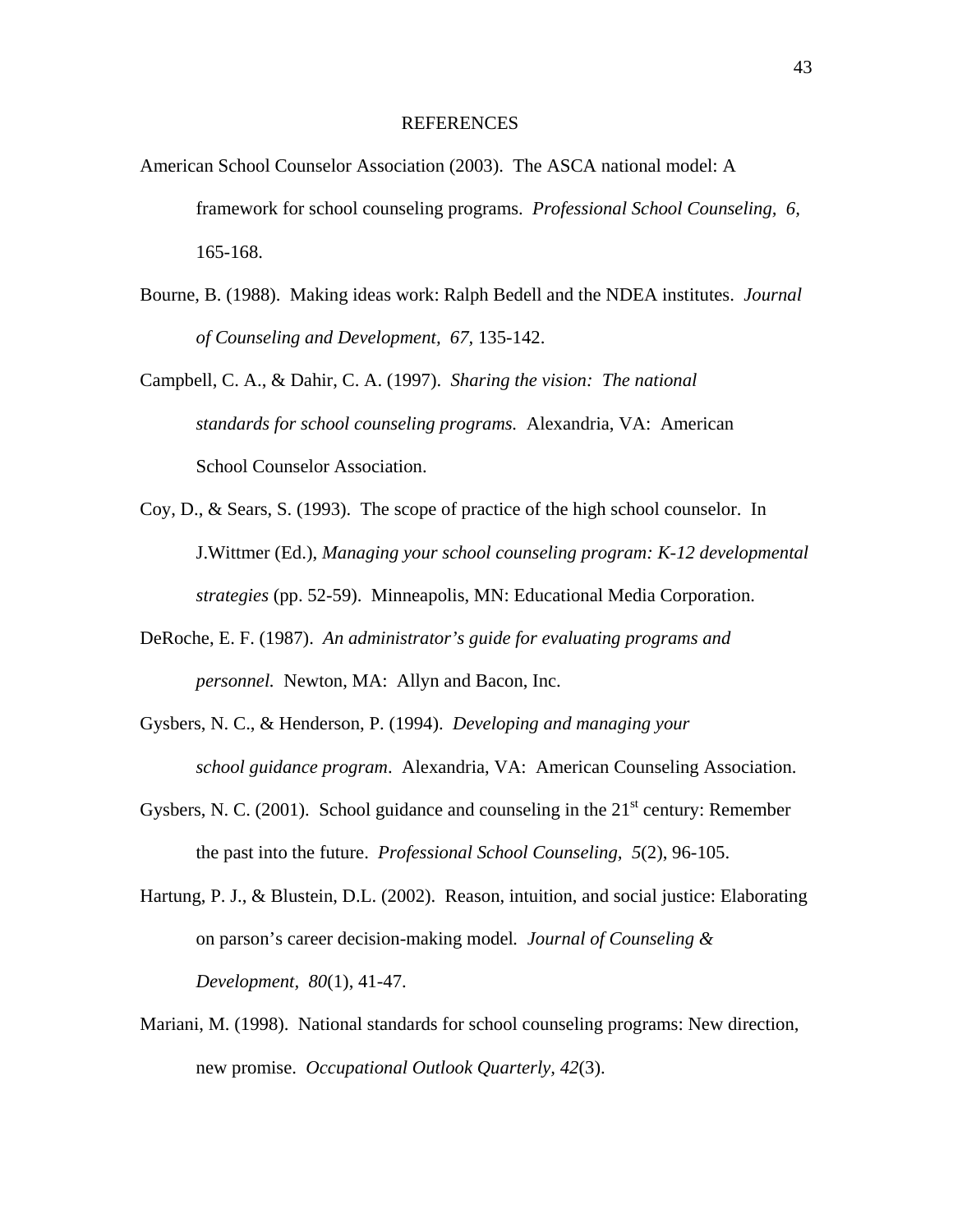# REFERENCES

American School Counselor Association (2003). The ASCA national model: A framework for school counseling programs. *Professional School Counseling, 6,* 165-168.

Bourne, B. (1988). Making ideas work: Ralph Bedell and the NDEA institutes. *Journal of Counseling and Development, 67,* 135-142.

Campbell, C. A., & Dahir, C. A. (1997). *Sharing the vision: The national standards for school counseling programs.* Alexandria, VA: American School Counselor Association.

Coy, D., & Sears, S. (1993). The scope of practice of the high school counselor. In J.Wittmer (Ed.), *Managing your school counseling program: K-12 developmental strategies* (pp. 52-59). Minneapolis, MN: Educational Media Corporation.

DeRoche, E. F. (1987). *An administrator's guide for evaluating programs and personnel.* Newton, MA: Allyn and Bacon, Inc.

Gysbers, N. C., & Henderson, P. (1994). *Developing and managing your school guidance program*. Alexandria, VA: American Counseling Association.

Gysbers, N. C. (2001). School guidance and counseling in the 21st century: Remember the past into the future. *Professional School Counseling, 5*(2), 96-105.

Hartung, P. J., & Blustein, D.L. (2002). Reason, intuition, and social justice: Elaborating on parson's career decision-making model. *Journal of Counseling & Development, 80*(1), 41-47.

Mariani, M. (1998). National standards for school counseling programs: New direction, new promise. *Occupational Outlook Quarterly, 42*(3).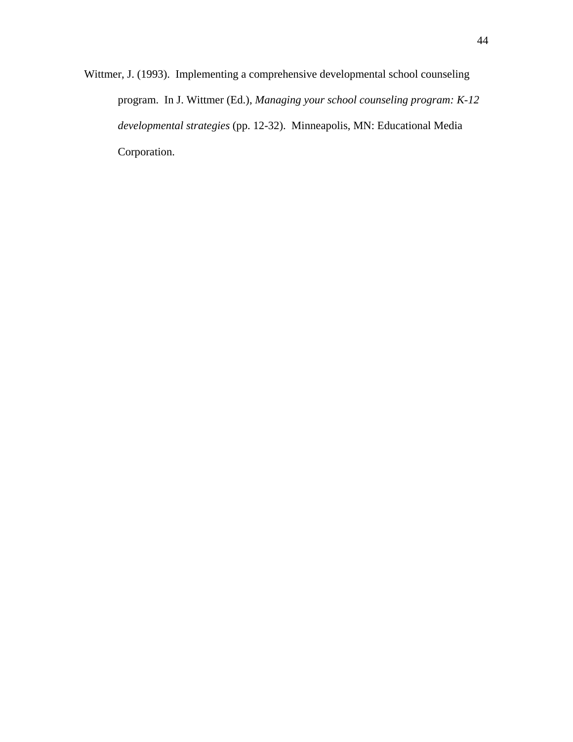Wittmer, J. (1993). Implementing a comprehensive developmental school counseling program. In J. Wittmer (Ed.), *Managing your school counseling program: K-12 developmental strategies* (pp. 12-32). Minneapolis, MN: Educational Media Corporation.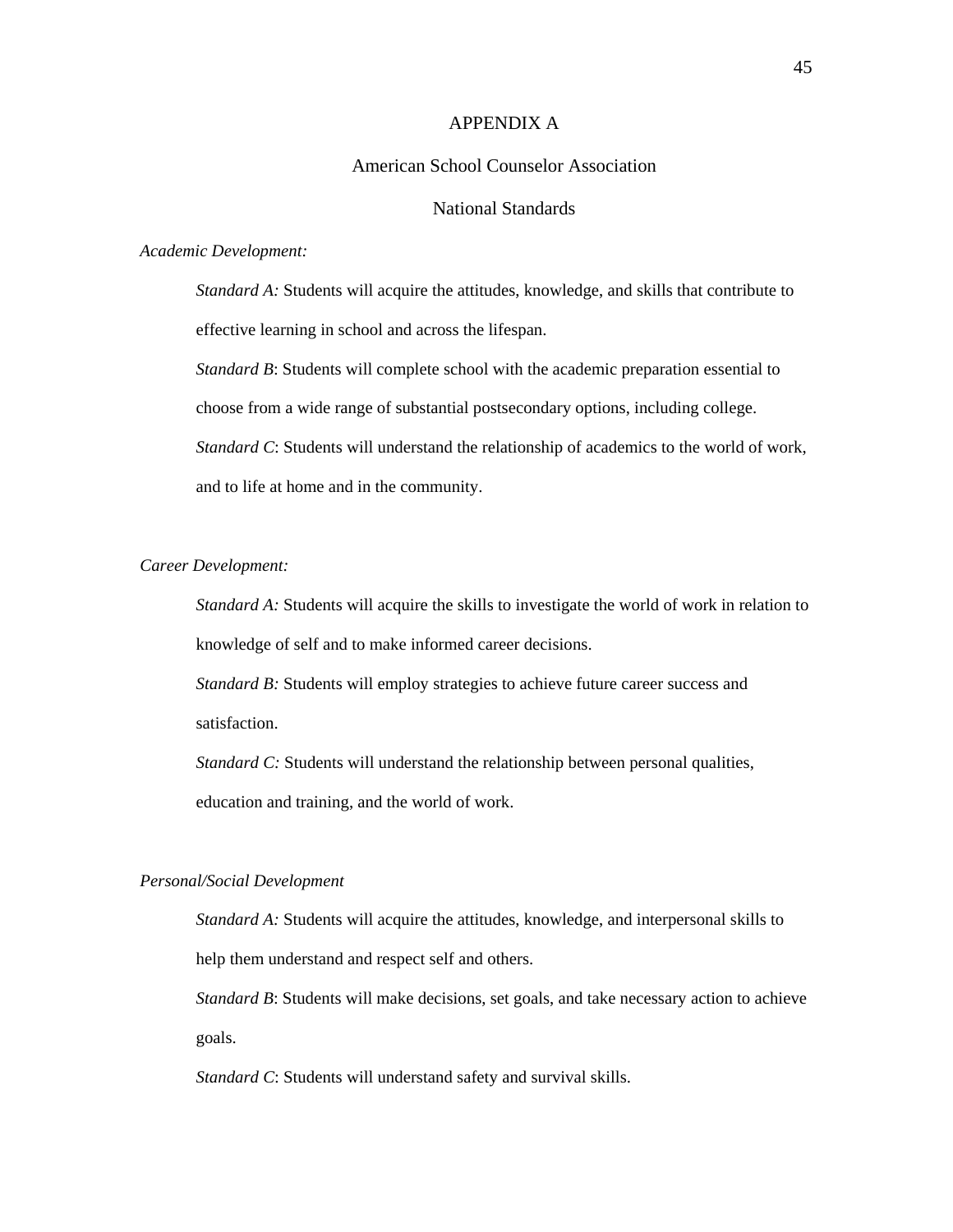# APPENDIX A

## American School Counselor Association

## National Standards

*Academic Development:*

*Standard A:* Students will acquire the attitudes, knowledge, and skills that contribute to effective learning in school and across the lifespan.

*Standard B*: Students will complete school with the academic preparation essential to choose from a wide range of substantial postsecondary options, including college.

*Standard C*: Students will understand the relationship of academics to the world of work, and to life at home and in the community.

*Career Development:*

*Standard A:* Students will acquire the skills to investigate the world of work in relation to knowledge of self and to make informed career decisions.

*Standard B:* Students will employ strategies to achieve future career success and satisfaction.

*Standard C:* Students will understand the relationship between personal qualities, education and training, and the world of work.

*Personal/Social Development*

*Standard A:* Students will acquire the attitudes, knowledge, and interpersonal skills to help them understand and respect self and others.

*Standard B*: Students will make decisions, set goals, and take necessary action to achieve goals.

*Standard C*: Students will understand safety and survival skills.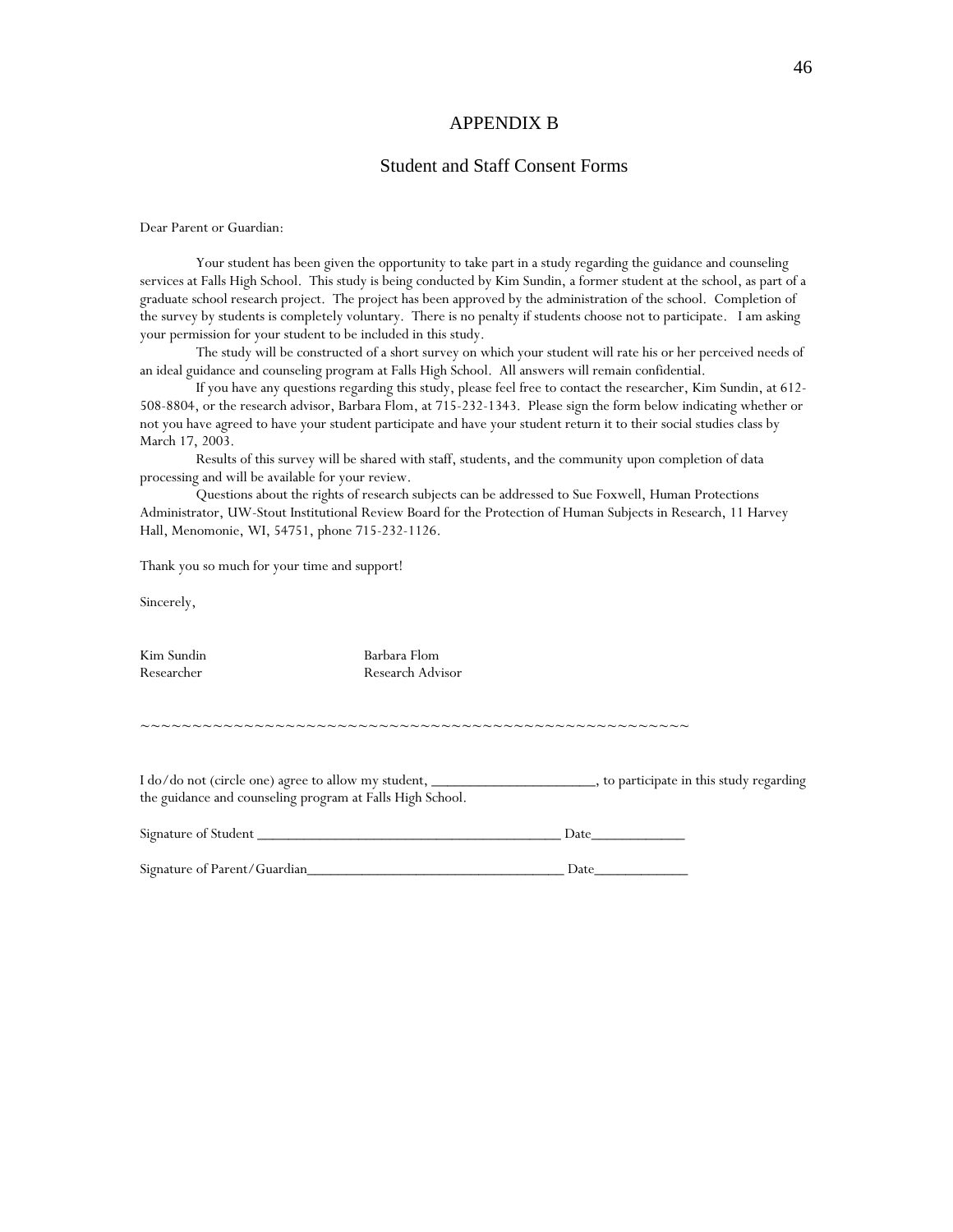# APPENDIX B

## Student and Staff Consent Forms

Dear Parent or Guardian:

Your student has been given the opportunity to take part in a study regarding the guidance and counseling services at Falls High School. This study is being conducted by Kim Sundin, a former student at the school, as part of a graduate school research project. The project has been approved by the administration of the school. Completion of the survey by students is completely voluntary. There is no penalty if students choose not to participate. I am asking your permission for your student to be included in this study.

The study will be constructed of a short survey on which your student will rate his or her perceived needs of an ideal guidance and counseling program at Falls High School. All answers will remain confidential.

If you have any questions regarding this study, please feel free to contact the researcher, Kim Sundin, at 612-508-8804, or the research advisor, Barbara Flom, at 715-232-1343. Please sign the form below indicating whether or not you have agreed to have your student participate and have your student return it to their social studies class by March 17, 2003.

Results of this survey will be shared with staff, students, and the community upon completion of data processing and will be available for your review.

Questions about the rights of research subjects can be addressed to Sue Foxwell, Human Protections Administrator, UW-Stout Institutional Review Board for the Protection of Human Subjects in Research, 11 Harvey Hall, Menomonie, WI, 54751, phone 715-232-1126.

Thank you so much for your time and support!

Sincerely,

Kim Sundin
Researcher

Barbara Flom
Research Advisor

~~~~~~~~~~~~~~~~~~~~~~~~~~~~~~~~~~~~~~~~~~~~~~~~~~~~~~

I do/do not (circle one) agree to allow my student, ______________________, to participate in this study regarding the guidance and counseling program at Falls High School.

Signature of Student _________________________________________ Date_____________

Signature of Parent/Guardian___________________________________ Date_____________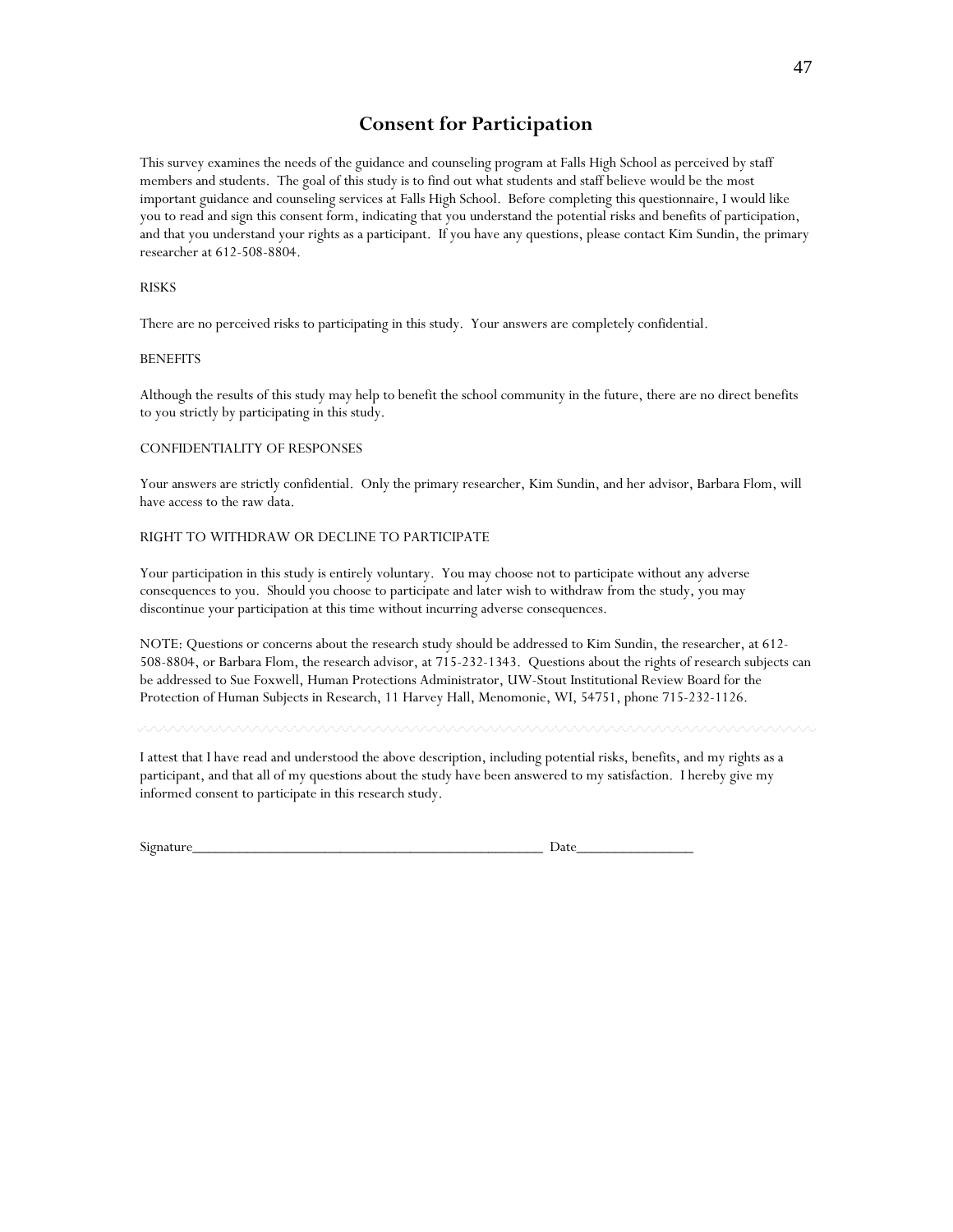# Consent for Participation

This survey examines the needs of the guidance and counseling program at Falls High School as perceived by staff members and students. The goal of this study is to find out what students and staff believe would be the most important guidance and counseling services at Falls High School. Before completing this questionnaire, I would like you to read and sign this consent form, indicating that you understand the potential risks and benefits of participation, and that you understand your rights as a participant. If you have any questions, please contact Kim Sundin, the primary researcher at 612-508-8804.

RISKS

There are no perceived risks to participating in this study. Your answers are completely confidential.

BENEFITS

Although the results of this study may help to benefit the school community in the future, there are no direct benefits to you strictly by participating in this study.

CONFIDENTIALITY OF RESPONSES

Your answers are strictly confidential. Only the primary researcher, Kim Sundin, and her advisor, Barbara Flom, will have access to the raw data.

RIGHT TO WITHDRAW OR DECLINE TO PARTICIPATE

Your participation in this study is entirely voluntary. You may choose not to participate without any adverse consequences to you. Should you choose to participate and later wish to withdraw from the study, you may discontinue your participation at this time without incurring adverse consequences.

NOTE: Questions or concerns about the research study should be addressed to Kim Sundin, the researcher, at 612-508-8804, or Barbara Flom, the research advisor, at 715-232-1343. Questions about the rights of research subjects can be addressed to Sue Foxwell, Human Protections Administrator, UW-Stout Institutional Review Board for the Protection of Human Subjects in Research, 11 Harvey Hall, Menomonie, WI, 54751, phone 715-232-1126.

---

I attest that I have read and understood the above description, including potential risks, benefits, and my rights as a participant, and that all of my questions about the study have been answered to my satisfaction. I hereby give my informed consent to participate in this research study.

Signature_______________________________________________ Date_______________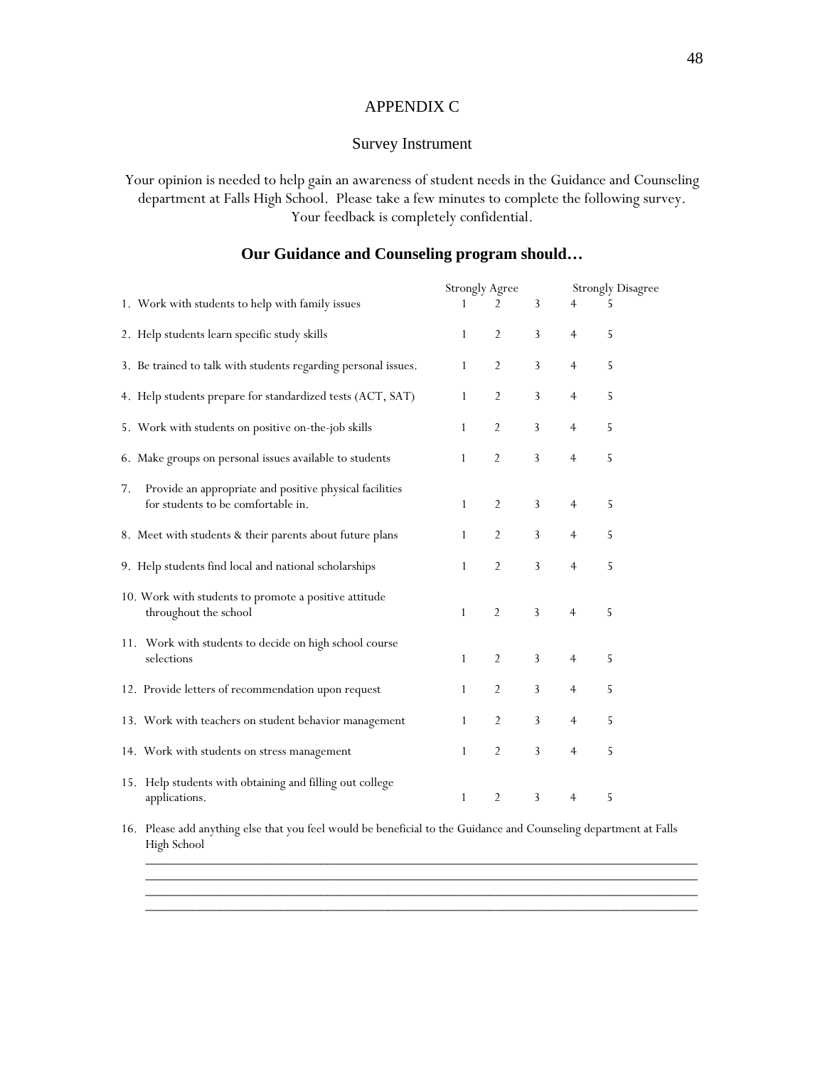# APPENDIX C

## Survey Instrument

Your opinion is needed to help gain an awareness of student needs in the Guidance and Counseling department at Falls High School. Please take a few minutes to complete the following survey. Your feedback is completely confidential.

### Our Guidance and Counseling program should…

| | Strongly Agree | | | | Strongly Disagree |
|---|---|---|---|---|---|
| 1. Work with students to help with family issues | 1 | 2 | 3 | 4 | 5 |
| 2. Help students learn specific study skills | 1 | 2 | 3 | 4 | 5 |
| 3. Be trained to talk with students regarding personal issues. | 1 | 2 | 3 | 4 | 5 |
| 4. Help students prepare for standardized tests (ACT, SAT) | 1 | 2 | 3 | 4 | 5 |
| 5. Work with students on positive on-the-job skills | 1 | 2 | 3 | 4 | 5 |
| 6. Make groups on personal issues available to students | 1 | 2 | 3 | 4 | 5 |
| 7. Provide an appropriate and positive physical facilities for students to be comfortable in. | 1 | 2 | 3 | 4 | 5 |
| 8. Meet with students & their parents about future plans | 1 | 2 | 3 | 4 | 5 |
| 9. Help students find local and national scholarships | 1 | 2 | 3 | 4 | 5 |
| 10. Work with students to promote a positive attitude throughout the school | 1 | 2 | 3 | 4 | 5 |
| 11. Work with students to decide on high school course selections | 1 | 2 | 3 | 4 | 5 |
| 12. Provide letters of recommendation upon request | 1 | 2 | 3 | 4 | 5 |
| 13. Work with teachers on student behavior management | 1 | 2 | 3 | 4 | 5 |
| 14. Work with students on stress management | 1 | 2 | 3 | 4 | 5 |
| 15. Help students with obtaining and filling out college applications. | 1 | 2 | 3 | 4 | 5 |

16. Please add anything else that you feel would be beneficial to the Guidance and Counseling department at Falls High School

____________________________________________________________________________
____________________________________________________________________________
____________________________________________________________________________
____________________________________________________________________________